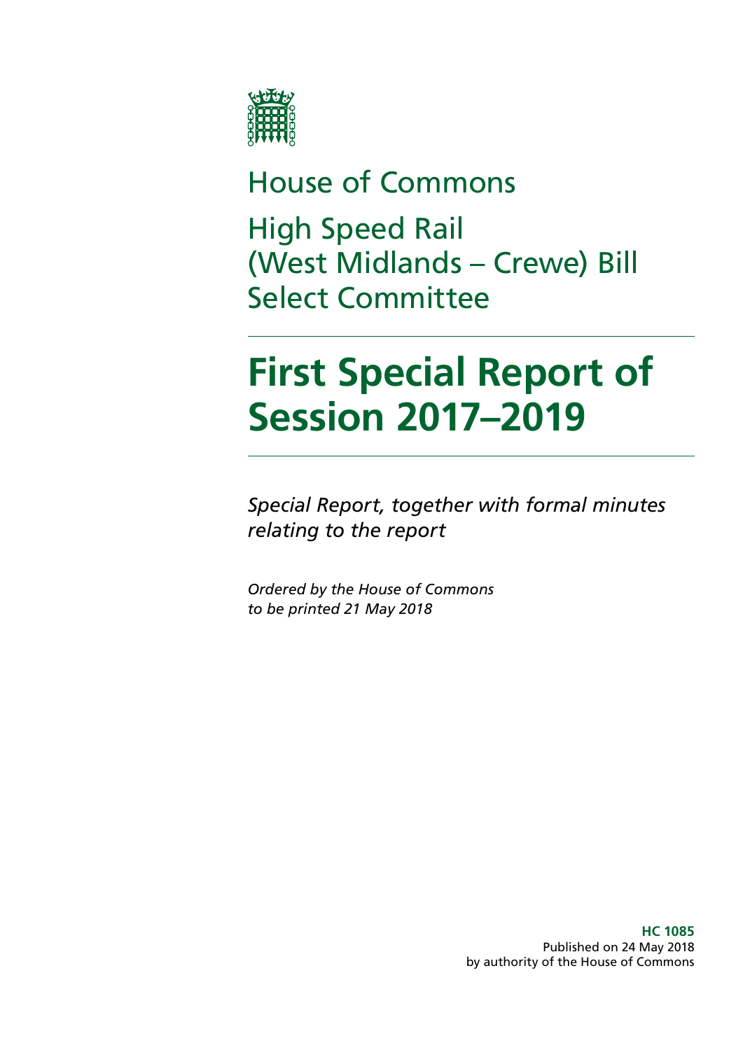House of Commons

High Speed Rail (West Midlands – Crewe) Bill Select Committee

# First Special Report of Session 2017–2019

*Special Report, together with formal minutes relating to the report*

*Ordered by the House of Commons to be printed 21 May 2018*

**HC 1085**
Published on 24 May 2018
by authority of the House of Commons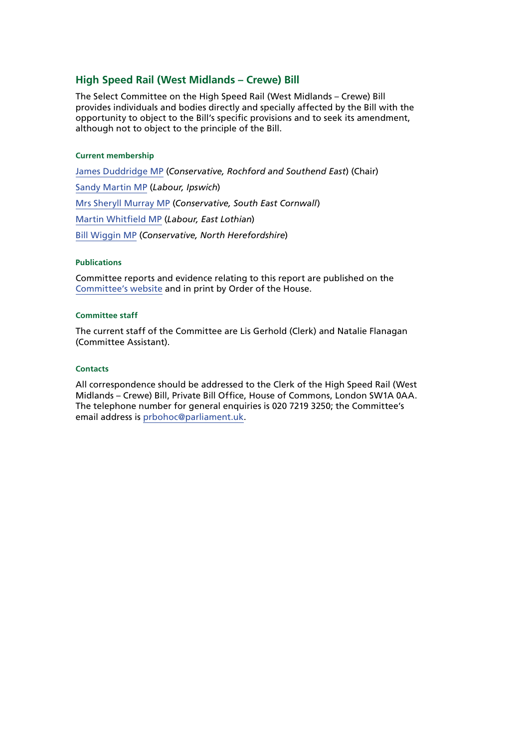## High Speed Rail (West Midlands – Crewe) Bill

The Select Committee on the High Speed Rail (West Midlands – Crewe) Bill provides individuals and bodies directly and specially affected by the Bill with the opportunity to object to the Bill's specific provisions and to seek its amendment, although not to object to the principle of the Bill.

#### Current membership

James Duddridge MP (*Conservative, Rochford and Southend East*) (Chair)

Sandy Martin MP (*Labour, Ipswich*)

Mrs Sheryll Murray MP (*Conservative, South East Cornwall*)

Martin Whitfield MP (*Labour, East Lothian*)

Bill Wiggin MP (*Conservative, North Herefordshire*)

#### Publications

Committee reports and evidence relating to this report are published on the Committee's website and in print by Order of the House.

#### Committee staff

The current staff of the Committee are Lis Gerhold (Clerk) and Natalie Flanagan (Committee Assistant).

#### Contacts

All correspondence should be addressed to the Clerk of the High Speed Rail (West Midlands – Crewe) Bill, Private Bill Office, House of Commons, London SW1A 0AA. The telephone number for general enquiries is 020 7219 3250; the Committee's email address is prbohoc@parliament.uk.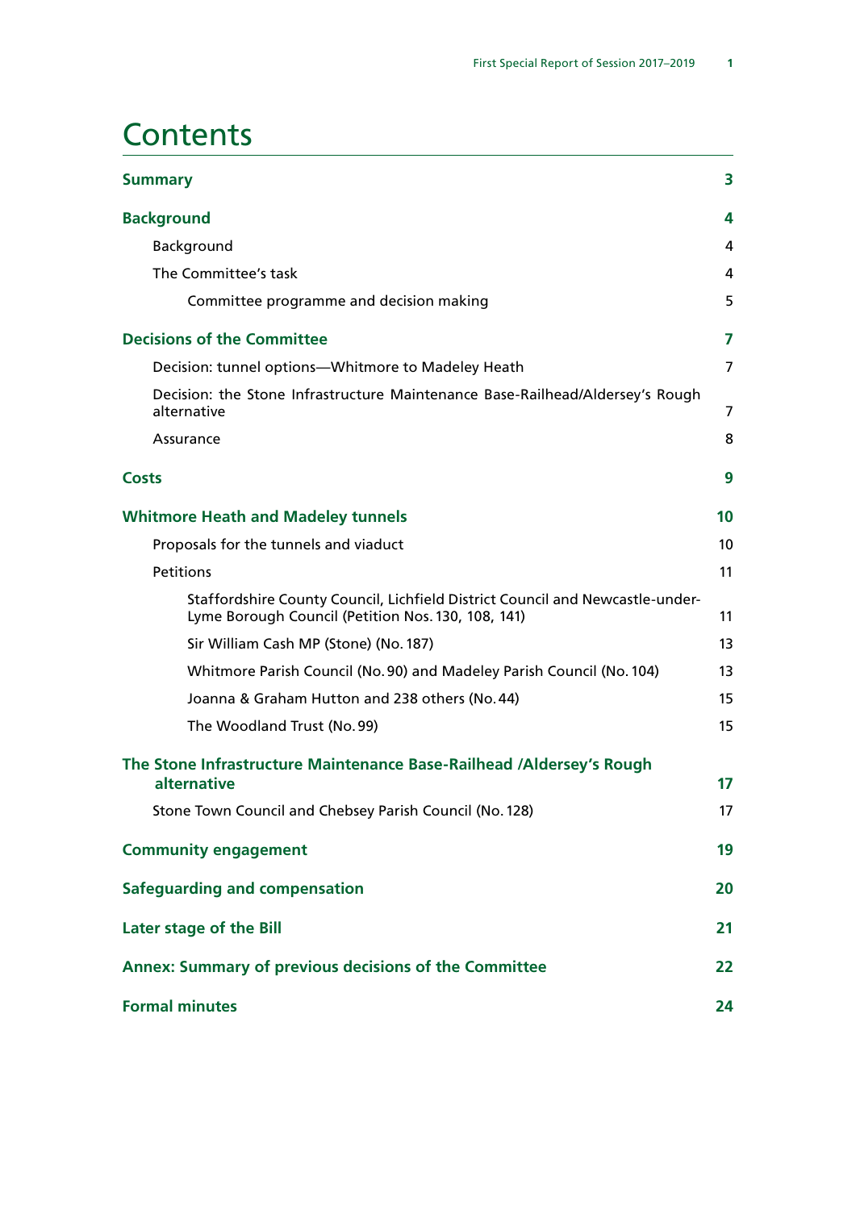# Contents

| | |
|---|---|
| **Summary** | **3** |
| **Background** | **4** |
| Background | 4 |
| The Committee's task | 4 |
| Committee programme and decision making | 5 |
| **Decisions of the Committee** | **7** |
| Decision: tunnel options—Whitmore to Madeley Heath | 7 |
| Decision: the Stone Infrastructure Maintenance Base-Railhead/Aldersey's Rough alternative | 7 |
| Assurance | 8 |
| **Costs** | **9** |
| **Whitmore Heath and Madeley tunnels** | **10** |
| Proposals for the tunnels and viaduct | 10 |
| Petitions | 11 |
| Staffordshire County Council, Lichfield District Council and Newcastle-under-Lyme Borough Council (Petition Nos. 130, 108, 141) | 11 |
| Sir William Cash MP (Stone) (No. 187) | 13 |
| Whitmore Parish Council (No. 90) and Madeley Parish Council (No. 104) | 13 |
| Joanna & Graham Hutton and 238 others (No. 44) | 15 |
| The Woodland Trust (No. 99) | 15 |
| **The Stone Infrastructure Maintenance Base-Railhead /Aldersey's Rough alternative** | **17** |
| Stone Town Council and Chebsey Parish Council (No. 128) | 17 |
| **Community engagement** | **19** |
| **Safeguarding and compensation** | **20** |
| **Later stage of the Bill** | **21** |
| **Annex: Summary of previous decisions of the Committee** | **22** |
| **Formal minutes** | **24** |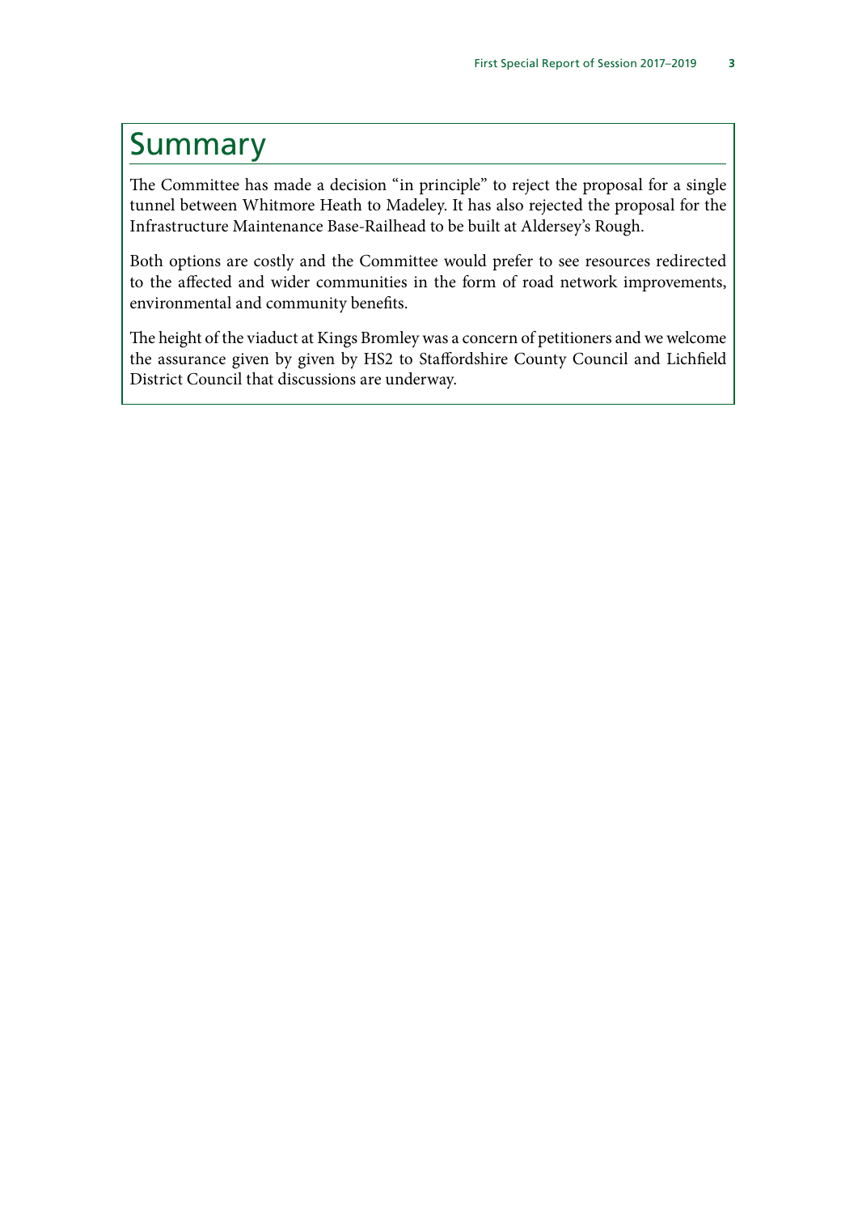# Summary

The Committee has made a decision "in principle" to reject the proposal for a single tunnel between Whitmore Heath to Madeley. It has also rejected the proposal for the Infrastructure Maintenance Base-Railhead to be built at Aldersey's Rough.

Both options are costly and the Committee would prefer to see resources redirected to the affected and wider communities in the form of road network improvements, environmental and community benefits.

The height of the viaduct at Kings Bromley was a concern of petitioners and we welcome the assurance given by given by HS2 to Staffordshire County Council and Lichfield District Council that discussions are underway.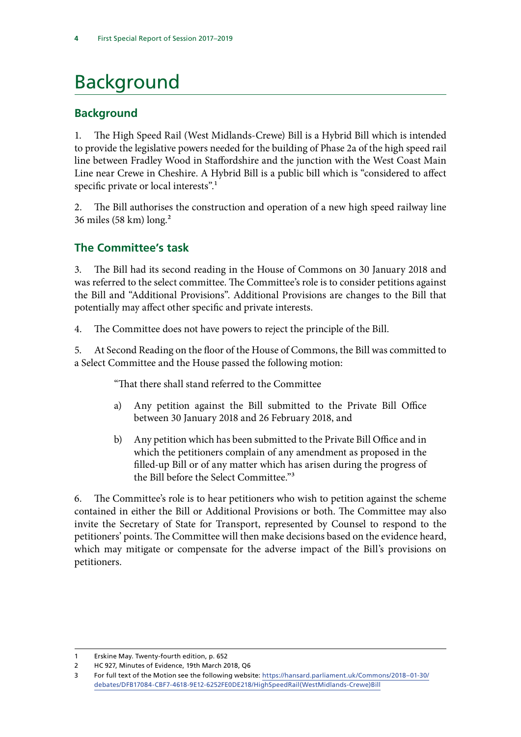# Background

## Background

1. The High Speed Rail (West Midlands-Crewe) Bill is a Hybrid Bill which is intended to provide the legislative powers needed for the building of Phase 2a of the high speed rail line between Fradley Wood in Staffordshire and the junction with the West Coast Main Line near Crewe in Cheshire. A Hybrid Bill is a public bill which is "considered to affect specific private or local interests".[1]

2. The Bill authorises the construction and operation of a new high speed railway line 36 miles (58 km) long.[2]

## The Committee's task

3. The Bill had its second reading in the House of Commons on 30 January 2018 and was referred to the select committee. The Committee's role is to consider petitions against the Bill and "Additional Provisions". Additional Provisions are changes to the Bill that potentially may affect other specific and private interests.

4. The Committee does not have powers to reject the principle of the Bill.

5. At Second Reading on the floor of the House of Commons, the Bill was committed to a Select Committee and the House passed the following motion:

> "That there shall stand referred to the Committee
>
> a) Any petition against the Bill submitted to the Private Bill Office between 30 January 2018 and 26 February 2018, and
>
> b) Any petition which has been submitted to the Private Bill Office and in which the petitioners complain of any amendment as proposed in the filled-up Bill or of any matter which has arisen during the progress of the Bill before the Select Committee."[3]

6. The Committee's role is to hear petitioners who wish to petition against the scheme contained in either the Bill or Additional Provisions or both. The Committee may also invite the Secretary of State for Transport, represented by Counsel to respond to the petitioners' points. The Committee will then make decisions based on the evidence heard, which may mitigate or compensate for the adverse impact of the Bill's provisions on petitioners.

---

1 Erskine May. Twenty-fourth edition, p. 652

2 HC 927, Minutes of Evidence, 19th March 2018, Q6

3 For full text of the Motion see the following website: https://hansard.parliament.uk/Commons/2018–01-30/debates/DFB17084-CBF7-4618-9E12-6252FE0DE218/HighSpeedRail(WestMidlands-Crewe)Bill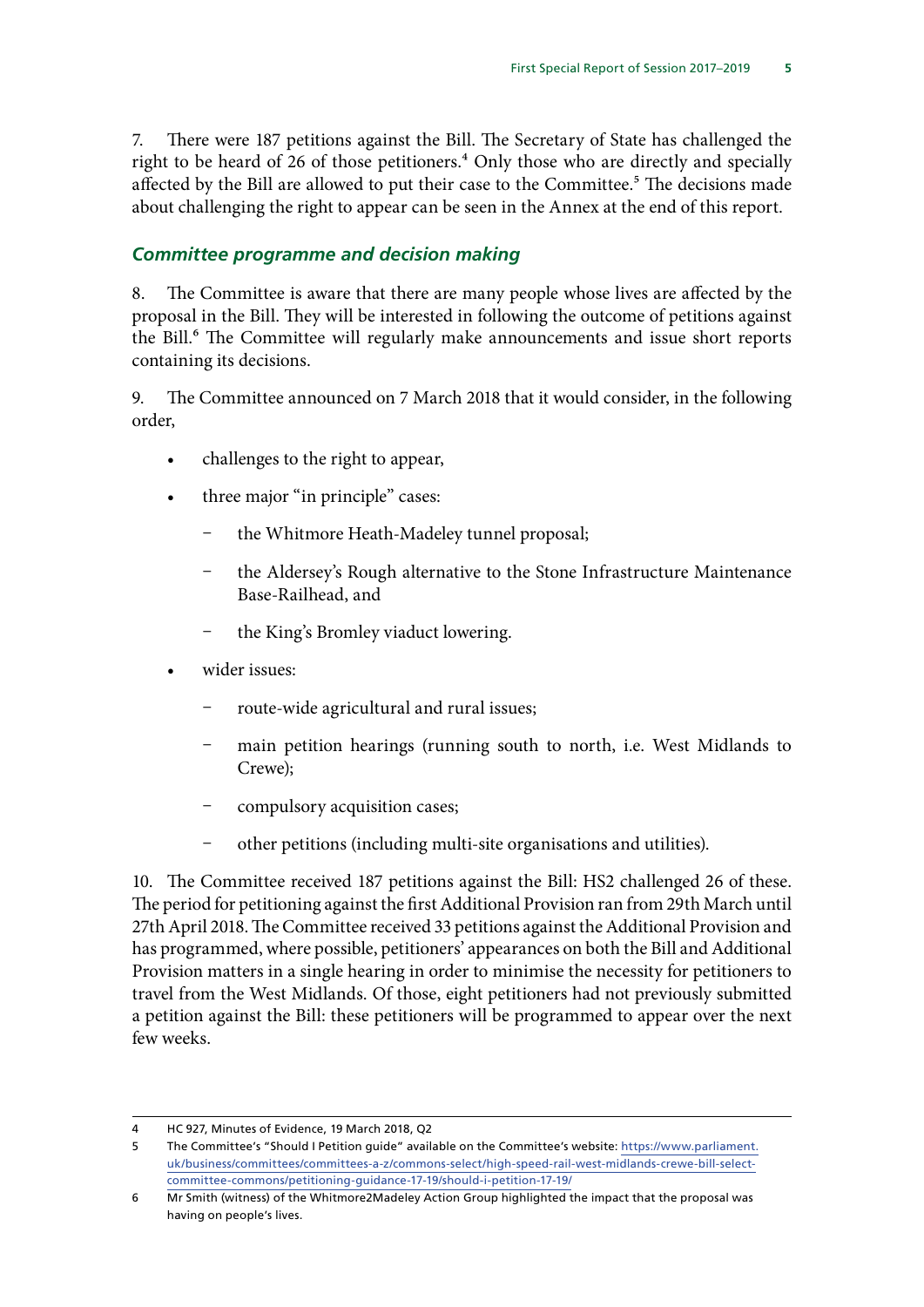7. There were 187 petitions against the Bill. The Secretary of State has challenged the right to be heard of 26 of those petitioners.[4] Only those who are directly and specially affected by the Bill are allowed to put their case to the Committee.[5] The decisions made about challenging the right to appear can be seen in the Annex at the end of this report.

### *Committee programme and decision making*

8. The Committee is aware that there are many people whose lives are affected by the proposal in the Bill. They will be interested in following the outcome of petitions against the Bill.[6] The Committee will regularly make announcements and issue short reports containing its decisions.

9. The Committee announced on 7 March 2018 that it would consider, in the following order,

- challenges to the right to appear,
- three major "in principle" cases:
  - the Whitmore Heath-Madeley tunnel proposal;
  - the Aldersey's Rough alternative to the Stone Infrastructure Maintenance Base-Railhead, and
  - the King's Bromley viaduct lowering.
- wider issues:
  - route-wide agricultural and rural issues;
  - main petition hearings (running south to north, i.e. West Midlands to Crewe);
  - compulsory acquisition cases;
  - other petitions (including multi-site organisations and utilities).

10. The Committee received 187 petitions against the Bill: HS2 challenged 26 of these. The period for petitioning against the first Additional Provision ran from 29th March until 27th April 2018. The Committee received 33 petitions against the Additional Provision and has programmed, where possible, petitioners' appearances on both the Bill and Additional Provision matters in a single hearing in order to minimise the necessity for petitioners to travel from the West Midlands. Of those, eight petitioners had not previously submitted a petition against the Bill: these petitioners will be programmed to appear over the next few weeks.

---

4 HC 927, Minutes of Evidence, 19 March 2018, Q2

5 The Committee's "Should I Petition guide" available on the Committee's website: https://www.parliament.uk/business/committees/committees-a-z/commons-select/high-speed-rail-west-midlands-crewe-bill-select-committee-commons/petitioning-guidance-17-19/should-i-petition-17-19/

6 Mr Smith (witness) of the Whitmore2Madeley Action Group highlighted the impact that the proposal was having on people's lives.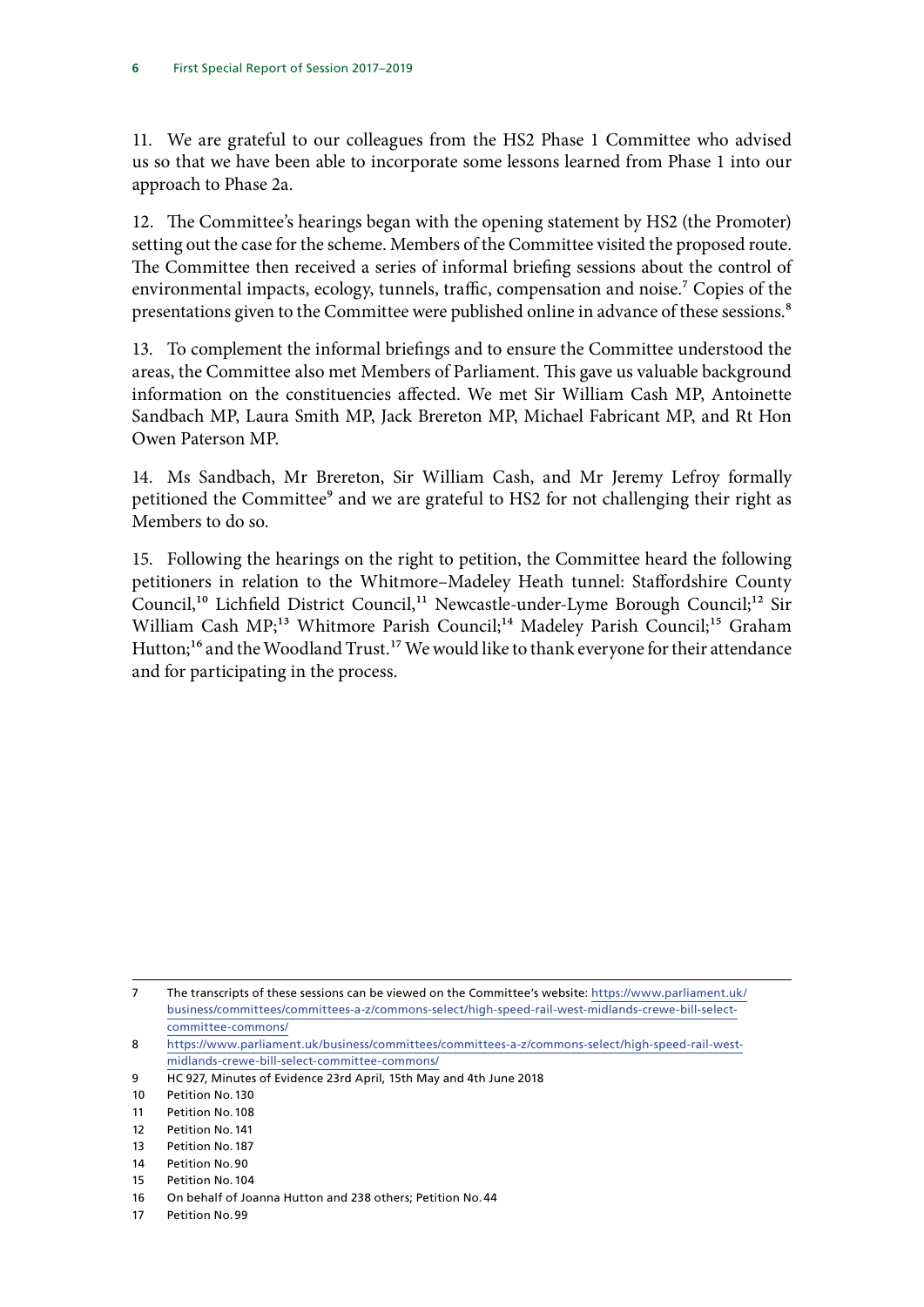11. We are grateful to our colleagues from the HS2 Phase 1 Committee who advised us so that we have been able to incorporate some lessons learned from Phase 1 into our approach to Phase 2a.

12. The Committee's hearings began with the opening statement by HS2 (the Promoter) setting out the case for the scheme. Members of the Committee visited the proposed route. The Committee then received a series of informal briefing sessions about the control of environmental impacts, ecology, tunnels, traffic, compensation and noise.[7] Copies of the presentations given to the Committee were published online in advance of these sessions.[8]

13. To complement the informal briefings and to ensure the Committee understood the areas, the Committee also met Members of Parliament. This gave us valuable background information on the constituencies affected. We met Sir William Cash MP, Antoinette Sandbach MP, Laura Smith MP, Jack Brereton MP, Michael Fabricant MP, and Rt Hon Owen Paterson MP.

14. Ms Sandbach, Mr Brereton, Sir William Cash, and Mr Jeremy Lefroy formally petitioned the Committee[9] and we are grateful to HS2 for not challenging their right as Members to do so.

15. Following the hearings on the right to petition, the Committee heard the following petitioners in relation to the Whitmore–Madeley Heath tunnel: Staffordshire County Council,[10] Lichfield District Council,[11] Newcastle-under-Lyme Borough Council;[12] Sir William Cash MP;[13] Whitmore Parish Council;[14] Madeley Parish Council;[15] Graham Hutton;[16] and the Woodland Trust.[17] We would like to thank everyone for their attendance and for participating in the process.

---

7 The transcripts of these sessions can be viewed on the Committee's website: https://www.parliament.uk/business/committees/committees-a-z/commons-select/high-speed-rail-west-midlands-crewe-bill-select-committee-commons/

8 https://www.parliament.uk/business/committees/committees-a-z/commons-select/high-speed-rail-west-midlands-crewe-bill-select-committee-commons/

9 HC 927, Minutes of Evidence 23rd April, 15th May and 4th June 2018

10 Petition No. 130

11 Petition No. 108

12 Petition No. 141

13 Petition No. 187

14 Petition No. 90

15 Petition No. 104

16 On behalf of Joanna Hutton and 238 others; Petition No. 44

17 Petition No. 99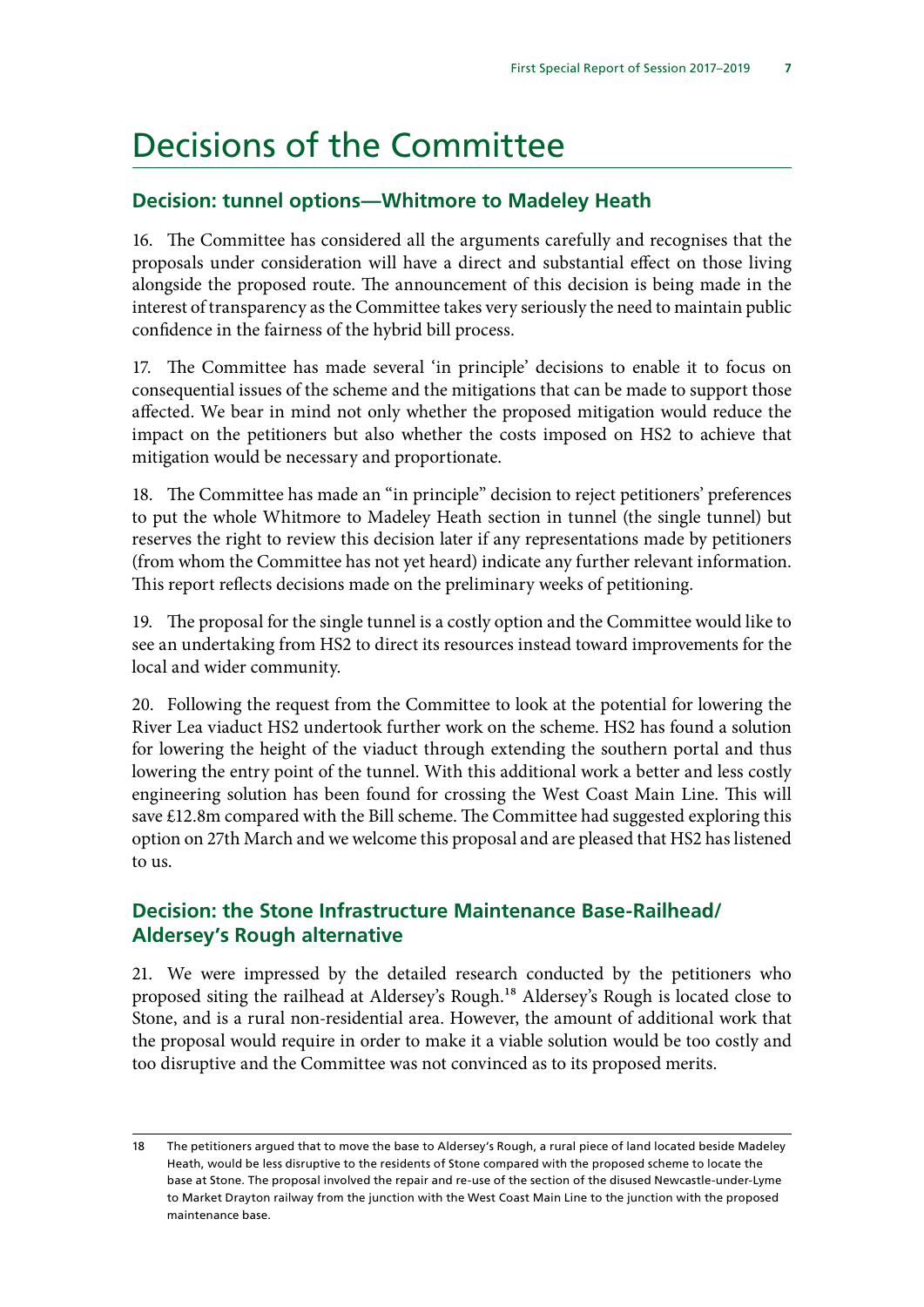# Decisions of the Committee

## Decision: tunnel options—Whitmore to Madeley Heath

16. The Committee has considered all the arguments carefully and recognises that the proposals under consideration will have a direct and substantial effect on those living alongside the proposed route. The announcement of this decision is being made in the interest of transparency as the Committee takes very seriously the need to maintain public confidence in the fairness of the hybrid bill process.

17. The Committee has made several 'in principle' decisions to enable it to focus on consequential issues of the scheme and the mitigations that can be made to support those affected. We bear in mind not only whether the proposed mitigation would reduce the impact on the petitioners but also whether the costs imposed on HS2 to achieve that mitigation would be necessary and proportionate.

18. The Committee has made an "in principle" decision to reject petitioners' preferences to put the whole Whitmore to Madeley Heath section in tunnel (the single tunnel) but reserves the right to review this decision later if any representations made by petitioners (from whom the Committee has not yet heard) indicate any further relevant information. This report reflects decisions made on the preliminary weeks of petitioning.

19. The proposal for the single tunnel is a costly option and the Committee would like to see an undertaking from HS2 to direct its resources instead toward improvements for the local and wider community.

20. Following the request from the Committee to look at the potential for lowering the River Lea viaduct HS2 undertook further work on the scheme. HS2 has found a solution for lowering the height of the viaduct through extending the southern portal and thus lowering the entry point of the tunnel. With this additional work a better and less costly engineering solution has been found for crossing the West Coast Main Line. This will save £12.8m compared with the Bill scheme. The Committee had suggested exploring this option on 27th March and we welcome this proposal and are pleased that HS2 has listened to us.

## Decision: the Stone Infrastructure Maintenance Base-Railhead/Aldersey's Rough alternative

21. We were impressed by the detailed research conducted by the petitioners who proposed siting the railhead at Aldersey's Rough.[18] Aldersey's Rough is located close to Stone, and is a rural non-residential area. However, the amount of additional work that the proposal would require in order to make it a viable solution would be too costly and too disruptive and the Committee was not convinced as to its proposed merits.

---

18 The petitioners argued that to move the base to Aldersey's Rough, a rural piece of land located beside Madeley Heath, would be less disruptive to the residents of Stone compared with the proposed scheme to locate the base at Stone. The proposal involved the repair and re-use of the section of the disused Newcastle-under-Lyme to Market Drayton railway from the junction with the West Coast Main Line to the junction with the proposed maintenance base.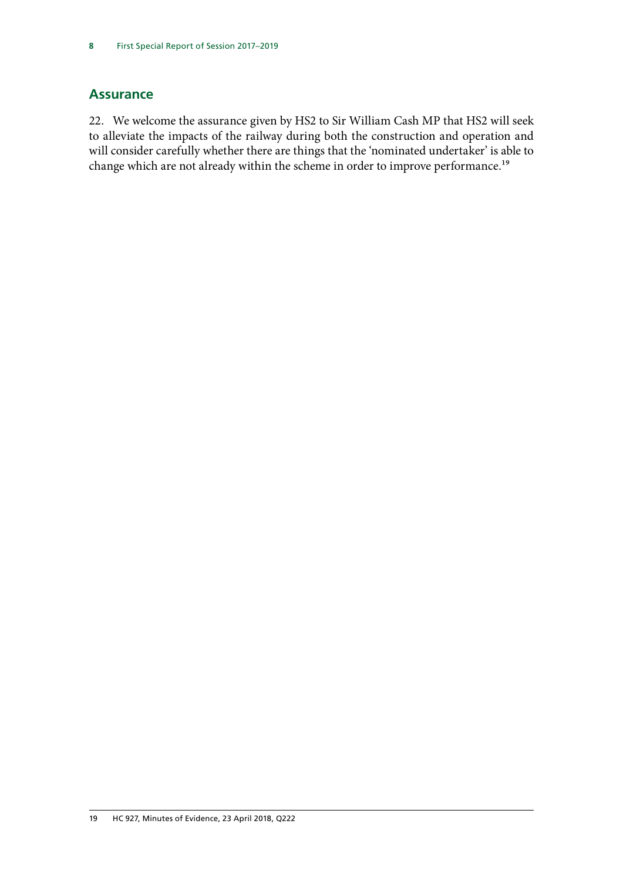## Assurance

22. We welcome the assurance given by HS2 to Sir William Cash MP that HS2 will seek to alleviate the impacts of the railway during both the construction and operation and will consider carefully whether there are things that the 'nominated undertaker' is able to change which are not already within the scheme in order to improve performance.[19]

19 HC 927, Minutes of Evidence, 23 April 2018, Q222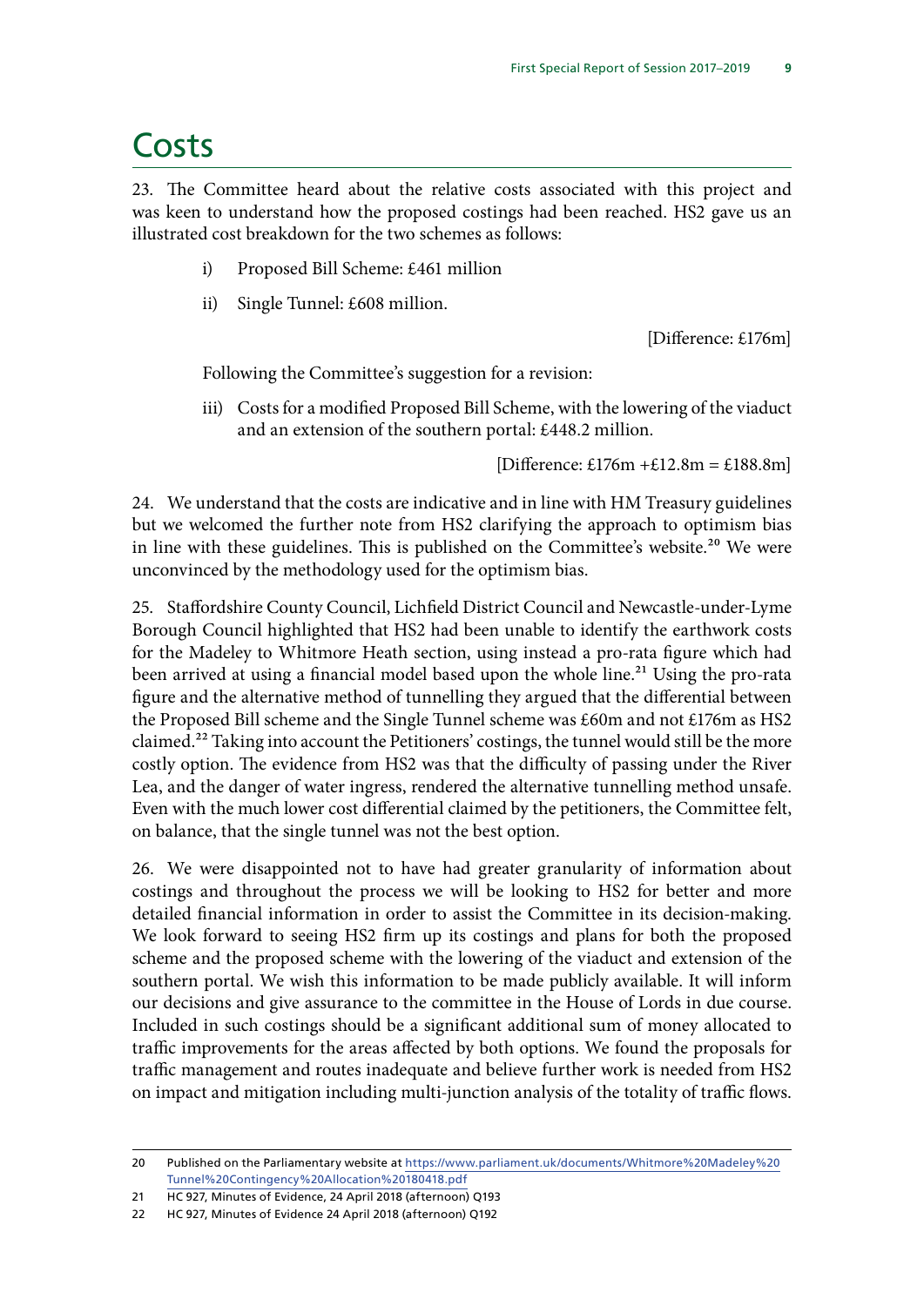# Costs

23. The Committee heard about the relative costs associated with this project and was keen to understand how the proposed costings had been reached. HS2 gave us an illustrated cost breakdown for the two schemes as follows:

i) Proposed Bill Scheme: £461 million

ii) Single Tunnel: £608 million.

[Difference: £176m]

Following the Committee's suggestion for a revision:

iii) Costs for a modified Proposed Bill Scheme, with the lowering of the viaduct and an extension of the southern portal: £448.2 million.

[Difference: £176m +£12.8m = £188.8m]

24. We understand that the costs are indicative and in line with HM Treasury guidelines but we welcomed the further note from HS2 clarifying the approach to optimism bias in line with these guidelines. This is published on the Committee's website.[20] We were unconvinced by the methodology used for the optimism bias.

25. Staffordshire County Council, Lichfield District Council and Newcastle-under-Lyme Borough Council highlighted that HS2 had been unable to identify the earthwork costs for the Madeley to Whitmore Heath section, using instead a pro-rata figure which had been arrived at using a financial model based upon the whole line.[21] Using the pro-rata figure and the alternative method of tunnelling they argued that the differential between the Proposed Bill scheme and the Single Tunnel scheme was £60m and not £176m as HS2 claimed.[22] Taking into account the Petitioners' costings, the tunnel would still be the more costly option. The evidence from HS2 was that the difficulty of passing under the River Lea, and the danger of water ingress, rendered the alternative tunnelling method unsafe. Even with the much lower cost differential claimed by the petitioners, the Committee felt, on balance, that the single tunnel was not the best option.

26. We were disappointed not to have had greater granularity of information about costings and throughout the process we will be looking to HS2 for better and more detailed financial information in order to assist the Committee in its decision-making. We look forward to seeing HS2 firm up its costings and plans for both the proposed scheme and the proposed scheme with the lowering of the viaduct and extension of the southern portal. We wish this information to be made publicly available. It will inform our decisions and give assurance to the committee in the House of Lords in due course. Included in such costings should be a significant additional sum of money allocated to traffic improvements for the areas affected by both options. We found the proposals for traffic management and routes inadequate and believe further work is needed from HS2 on impact and mitigation including multi-junction analysis of the totality of traffic flows.

---

20 Published on the Parliamentary website at https://www.parliament.uk/documents/Whitmore%20Madeley%20Tunnel%20Contingency%20Allocation%20180418.pdf

21 HC 927, Minutes of Evidence, 24 April 2018 (afternoon) Q193

22 HC 927, Minutes of Evidence 24 April 2018 (afternoon) Q192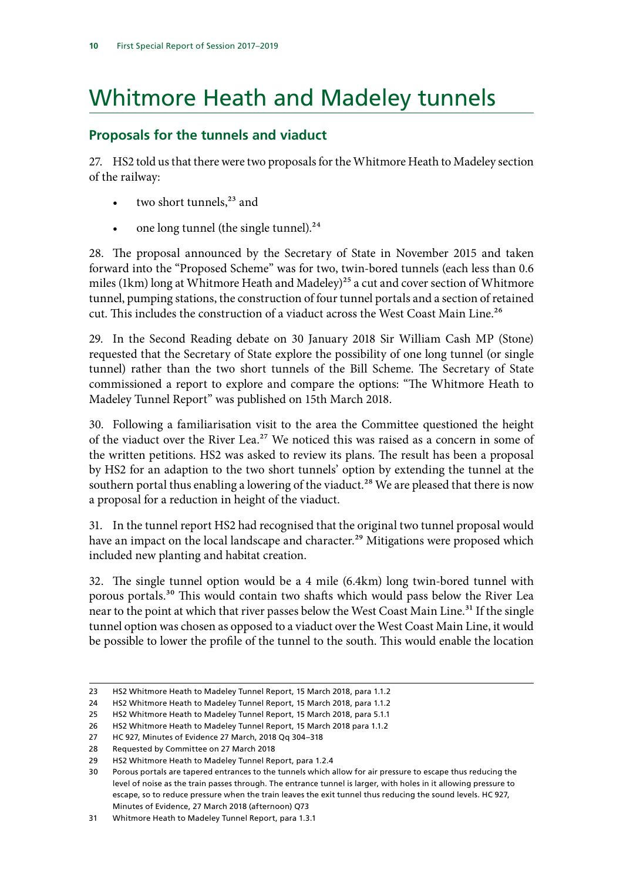# Whitmore Heath and Madeley tunnels

## Proposals for the tunnels and viaduct

27. HS2 told us that there were two proposals for the Whitmore Heath to Madeley section of the railway:

- two short tunnels,[23] and
- one long tunnel (the single tunnel).[24]

28. The proposal announced by the Secretary of State in November 2015 and taken forward into the "Proposed Scheme" was for two, twin-bored tunnels (each less than 0.6 miles (1km) long at Whitmore Heath and Madeley)[25] a cut and cover section of Whitmore tunnel, pumping stations, the construction of four tunnel portals and a section of retained cut. This includes the construction of a viaduct across the West Coast Main Line.[26]

29. In the Second Reading debate on 30 January 2018 Sir William Cash MP (Stone) requested that the Secretary of State explore the possibility of one long tunnel (or single tunnel) rather than the two short tunnels of the Bill Scheme. The Secretary of State commissioned a report to explore and compare the options: "The Whitmore Heath to Madeley Tunnel Report" was published on 15th March 2018.

30. Following a familiarisation visit to the area the Committee questioned the height of the viaduct over the River Lea.[27] We noticed this was raised as a concern in some of the written petitions. HS2 was asked to review its plans. The result has been a proposal by HS2 for an adaption to the two short tunnels' option by extending the tunnel at the southern portal thus enabling a lowering of the viaduct.[28] We are pleased that there is now a proposal for a reduction in height of the viaduct.

31. In the tunnel report HS2 had recognised that the original two tunnel proposal would have an impact on the local landscape and character.[29] Mitigations were proposed which included new planting and habitat creation.

32. The single tunnel option would be a 4 mile (6.4km) long twin-bored tunnel with porous portals.[30] This would contain two shafts which would pass below the River Lea near to the point at which that river passes below the West Coast Main Line.[31] If the single tunnel option was chosen as opposed to a viaduct over the West Coast Main Line, it would be possible to lower the profile of the tunnel to the south. This would enable the location

---

23 HS2 Whitmore Heath to Madeley Tunnel Report, 15 March 2018, para 1.1.2

24 HS2 Whitmore Heath to Madeley Tunnel Report, 15 March 2018, para 1.1.2

25 HS2 Whitmore Heath to Madeley Tunnel Report, 15 March 2018, para 5.1.1

26 HS2 Whitmore Heath to Madeley Tunnel Report, 15 March 2018 para 1.1.2

27 HC 927, Minutes of Evidence 27 March, 2018 Qq 304–318

28 Requested by Committee on 27 March 2018

29 HS2 Whitmore Heath to Madeley Tunnel Report, para 1.2.4

30 Porous portals are tapered entrances to the tunnels which allow for air pressure to escape thus reducing the level of noise as the train passes through. The entrance tunnel is larger, with holes in it allowing pressure to escape, so to reduce pressure when the train leaves the exit tunnel thus reducing the sound levels. HC 927, Minutes of Evidence, 27 March 2018 (afternoon) Q73

31 Whitmore Heath to Madeley Tunnel Report, para 1.3.1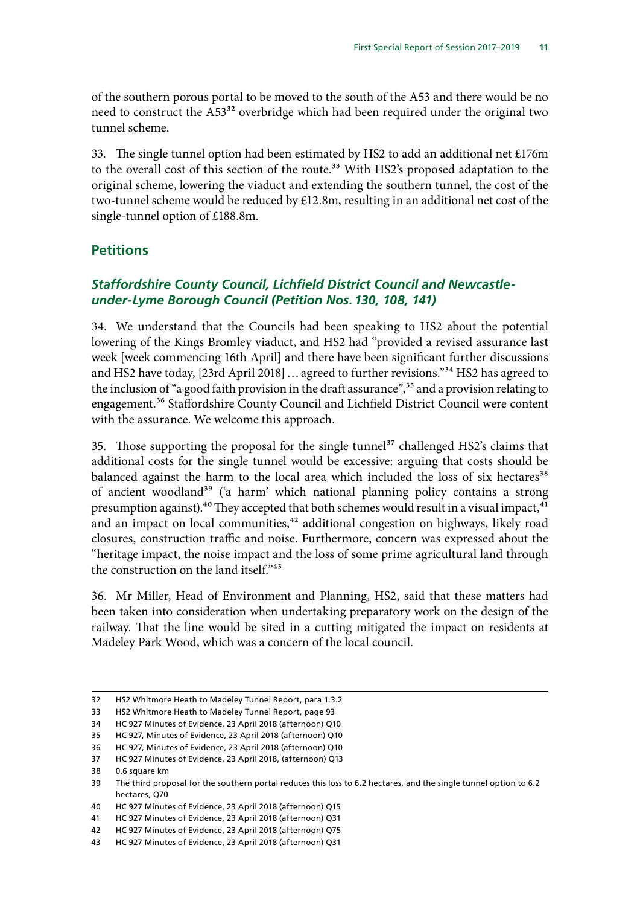of the southern porous portal to be moved to the south of the A53 and there would be no need to construct the A53[32] overbridge which had been required under the original two tunnel scheme.

33. The single tunnel option had been estimated by HS2 to add an additional net £176m to the overall cost of this section of the route.[33] With HS2's proposed adaptation to the original scheme, lowering the viaduct and extending the southern tunnel, the cost of the two-tunnel scheme would be reduced by £12.8m, resulting in an additional net cost of the single-tunnel option of £188.8m.

## Petitions

### *Staffordshire County Council, Lichfield District Council and Newcastle-under-Lyme Borough Council (Petition Nos. 130, 108, 141)*

34. We understand that the Councils had been speaking to HS2 about the potential lowering of the Kings Bromley viaduct, and HS2 had "provided a revised assurance last week [week commencing 16th April] and there have been significant further discussions and HS2 have today, [23rd April 2018] … agreed to further revisions."[34] HS2 has agreed to the inclusion of "a good faith provision in the draft assurance",[35] and a provision relating to engagement.[36] Staffordshire County Council and Lichfield District Council were content with the assurance. We welcome this approach.

35. Those supporting the proposal for the single tunnel[37] challenged HS2's claims that additional costs for the single tunnel would be excessive: arguing that costs should be balanced against the harm to the local area which included the loss of six hectares[38] of ancient woodland[39] ('a harm' which national planning policy contains a strong presumption against).[40] They accepted that both schemes would result in a visual impact,[41] and an impact on local communities,[42] additional congestion on highways, likely road closures, construction traffic and noise. Furthermore, concern was expressed about the "heritage impact, the noise impact and the loss of some prime agricultural land through the construction on the land itself."[43]

36. Mr Miller, Head of Environment and Planning, HS2, said that these matters had been taken into consideration when undertaking preparatory work on the design of the railway. That the line would be sited in a cutting mitigated the impact on residents at Madeley Park Wood, which was a concern of the local council.

---

32 HS2 Whitmore Heath to Madeley Tunnel Report, para 1.3.2

33 HS2 Whitmore Heath to Madeley Tunnel Report, page 93

34 HC 927 Minutes of Evidence, 23 April 2018 (afternoon) Q10

35 HC 927, Minutes of Evidence, 23 April 2018 (afternoon) Q10

36 HC 927, Minutes of Evidence, 23 April 2018 (afternoon) Q10

37 HC 927 Minutes of Evidence, 23 April 2018, (afternoon) Q13

38 0.6 square km

39 The third proposal for the southern portal reduces this loss to 6.2 hectares, and the single tunnel option to 6.2 hectares, Q70

40 HC 927 Minutes of Evidence, 23 April 2018 (afternoon) Q15

41 HC 927 Minutes of Evidence, 23 April 2018 (afternoon) Q31

42 HC 927 Minutes of Evidence, 23 April 2018 (afternoon) Q75

43 HC 927 Minutes of Evidence, 23 April 2018 (afternoon) Q31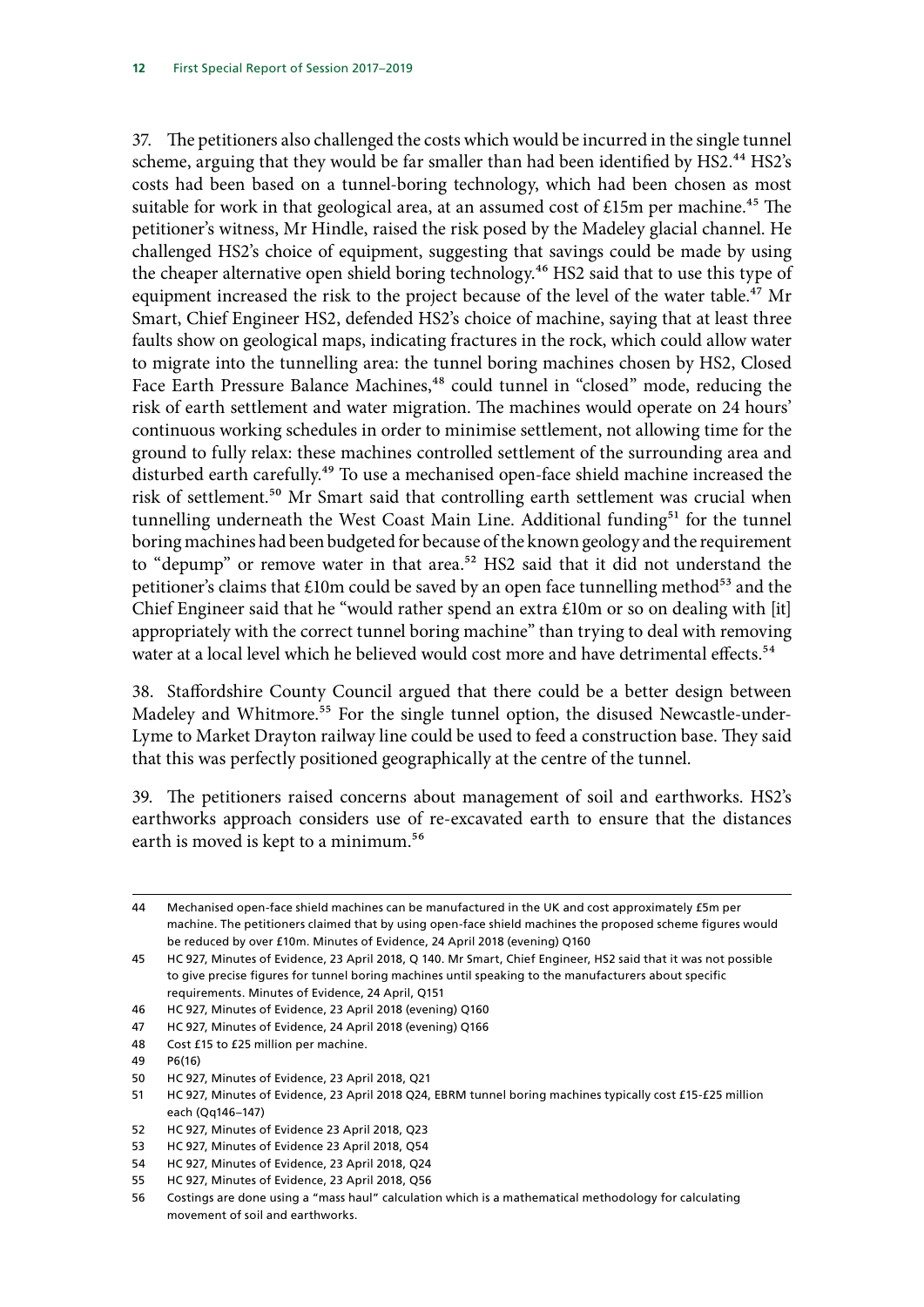37. The petitioners also challenged the costs which would be incurred in the single tunnel scheme, arguing that they would be far smaller than had been identified by HS2.[44] HS2's costs had been based on a tunnel-boring technology, which had been chosen as most suitable for work in that geological area, at an assumed cost of £15m per machine.[45] The petitioner's witness, Mr Hindle, raised the risk posed by the Madeley glacial channel. He challenged HS2's choice of equipment, suggesting that savings could be made by using the cheaper alternative open shield boring technology.[46] HS2 said that to use this type of equipment increased the risk to the project because of the level of the water table.[47] Mr Smart, Chief Engineer HS2, defended HS2's choice of machine, saying that at least three faults show on geological maps, indicating fractures in the rock, which could allow water to migrate into the tunnelling area: the tunnel boring machines chosen by HS2, Closed Face Earth Pressure Balance Machines,[48] could tunnel in "closed" mode, reducing the risk of earth settlement and water migration. The machines would operate on 24 hours' continuous working schedules in order to minimise settlement, not allowing time for the ground to fully relax: these machines controlled settlement of the surrounding area and disturbed earth carefully.[49] To use a mechanised open-face shield machine increased the risk of settlement.[50] Mr Smart said that controlling earth settlement was crucial when tunnelling underneath the West Coast Main Line. Additional funding[51] for the tunnel boring machines had been budgeted for because of the known geology and the requirement to "depump" or remove water in that area.[52] HS2 said that it did not understand the petitioner's claims that £10m could be saved by an open face tunnelling method[53] and the Chief Engineer said that he "would rather spend an extra £10m or so on dealing with [it] appropriately with the correct tunnel boring machine" than trying to deal with removing water at a local level which he believed would cost more and have detrimental effects.[54]

38. Staffordshire County Council argued that there could be a better design between Madeley and Whitmore.[55] For the single tunnel option, the disused Newcastle-under-Lyme to Market Drayton railway line could be used to feed a construction base. They said that this was perfectly positioned geographically at the centre of the tunnel.

39. The petitioners raised concerns about management of soil and earthworks. HS2's earthworks approach considers use of re-excavated earth to ensure that the distances earth is moved is kept to a minimum.[56]

---

44 Mechanised open-face shield machines can be manufactured in the UK and cost approximately £5m per machine. The petitioners claimed that by using open-face shield machines the proposed scheme figures would be reduced by over £10m. Minutes of Evidence, 24 April 2018 (evening) Q160

45 HC 927, Minutes of Evidence, 23 April 2018, Q 140. Mr Smart, Chief Engineer, HS2 said that it was not possible to give precise figures for tunnel boring machines until speaking to the manufacturers about specific requirements. Minutes of Evidence, 24 April, Q151

46 HC 927, Minutes of Evidence, 23 April 2018 (evening) Q160

47 HC 927, Minutes of Evidence, 24 April 2018 (evening) Q166

48 Cost £15 to £25 million per machine.

49 P6(16)

50 HC 927, Minutes of Evidence, 23 April 2018, Q21

51 HC 927, Minutes of Evidence, 23 April 2018 Q24, EBRM tunnel boring machines typically cost £15-£25 million each (Qq146–147)

52 HC 927, Minutes of Evidence 23 April 2018, Q23

53 HC 927, Minutes of Evidence 23 April 2018, Q54

54 HC 927, Minutes of Evidence, 23 April 2018, Q24

55 HC 927, Minutes of Evidence, 23 April 2018, Q56

56 Costings are done using a "mass haul" calculation which is a mathematical methodology for calculating movement of soil and earthworks.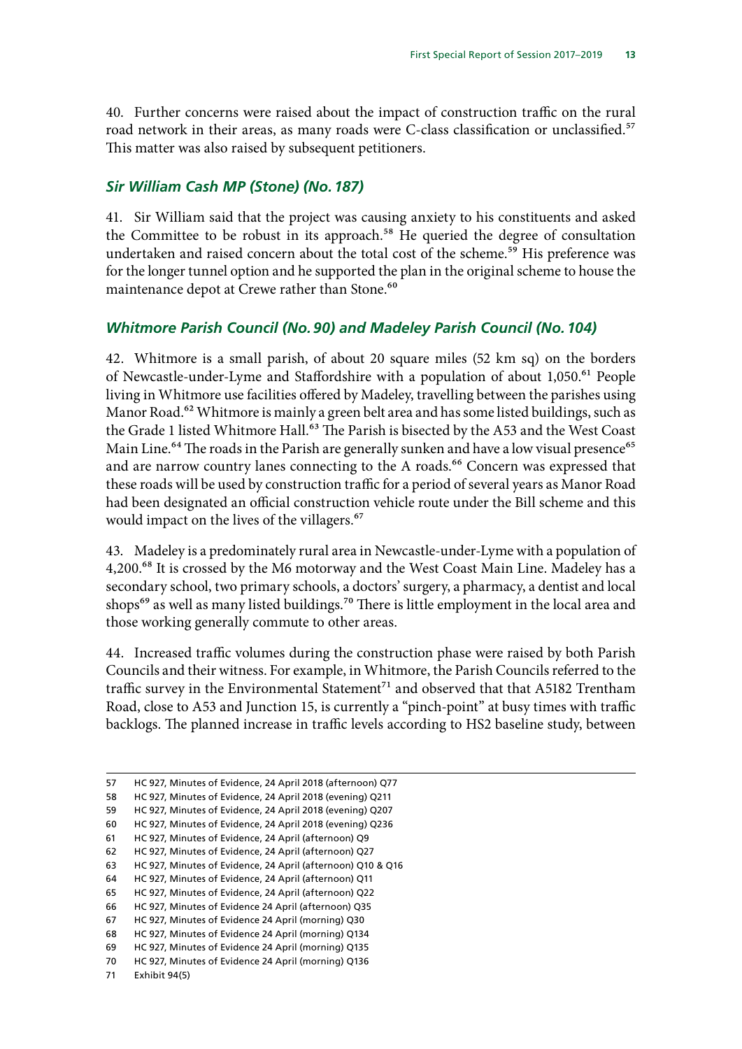40. Further concerns were raised about the impact of construction traffic on the rural road network in their areas, as many roads were C-class classification or unclassified.[57] This matter was also raised by subsequent petitioners.

### *Sir William Cash MP (Stone) (No. 187)*

41. Sir William said that the project was causing anxiety to his constituents and asked the Committee to be robust in its approach.[58] He queried the degree of consultation undertaken and raised concern about the total cost of the scheme.[59] His preference was for the longer tunnel option and he supported the plan in the original scheme to house the maintenance depot at Crewe rather than Stone.[60]

### *Whitmore Parish Council (No. 90) and Madeley Parish Council (No. 104)*

42. Whitmore is a small parish, of about 20 square miles (52 km sq) on the borders of Newcastle-under-Lyme and Staffordshire with a population of about 1,050.[61] People living in Whitmore use facilities offered by Madeley, travelling between the parishes using Manor Road.[62] Whitmore is mainly a green belt area and has some listed buildings, such as the Grade 1 listed Whitmore Hall.[63] The Parish is bisected by the A53 and the West Coast Main Line.[64] The roads in the Parish are generally sunken and have a low visual presence[65] and are narrow country lanes connecting to the A roads.[66] Concern was expressed that these roads will be used by construction traffic for a period of several years as Manor Road had been designated an official construction vehicle route under the Bill scheme and this would impact on the lives of the villagers.[67]

43. Madeley is a predominately rural area in Newcastle-under-Lyme with a population of 4,200.[68] It is crossed by the M6 motorway and the West Coast Main Line. Madeley has a secondary school, two primary schools, a doctors' surgery, a pharmacy, a dentist and local shops[69] as well as many listed buildings.[70] There is little employment in the local area and those working generally commute to other areas.

44. Increased traffic volumes during the construction phase were raised by both Parish Councils and their witness. For example, in Whitmore, the Parish Councils referred to the traffic survey in the Environmental Statement[71] and observed that that A5182 Trentham Road, close to A53 and Junction 15, is currently a "pinch-point" at busy times with traffic backlogs. The planned increase in traffic levels according to HS2 baseline study, between

---

57 HC 927, Minutes of Evidence, 24 April 2018 (afternoon) Q77

58 HC 927, Minutes of Evidence, 24 April 2018 (evening) Q211

59 HC 927, Minutes of Evidence, 24 April 2018 (evening) Q207

60 HC 927, Minutes of Evidence, 24 April 2018 (evening) Q236

61 HC 927, Minutes of Evidence, 24 April (afternoon) Q9

62 HC 927, Minutes of Evidence, 24 April (afternoon) Q27

63 HC 927, Minutes of Evidence, 24 April (afternoon) Q10 & Q16

64 HC 927, Minutes of Evidence, 24 April (afternoon) Q11

65 HC 927, Minutes of Evidence, 24 April (afternoon) Q22

66 HC 927, Minutes of Evidence 24 April (afternoon) Q35

67 HC 927, Minutes of Evidence 24 April (morning) Q30

68 HC 927, Minutes of Evidence 24 April (morning) Q134

69 HC 927, Minutes of Evidence 24 April (morning) Q135

70 HC 927, Minutes of Evidence 24 April (morning) Q136

71 Exhibit 94(5)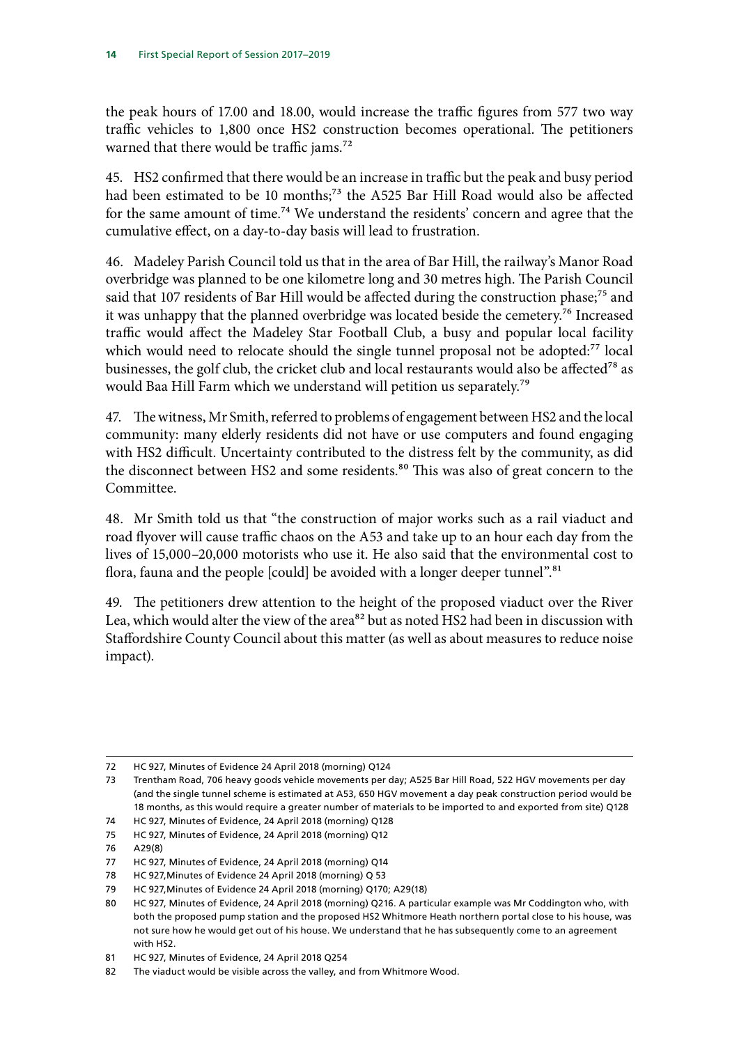the peak hours of 17.00 and 18.00, would increase the traffic figures from 577 two way traffic vehicles to 1,800 once HS2 construction becomes operational. The petitioners warned that there would be traffic jams.[72]

45. HS2 confirmed that there would be an increase in traffic but the peak and busy period had been estimated to be 10 months;[73] the A525 Bar Hill Road would also be affected for the same amount of time.[74] We understand the residents' concern and agree that the cumulative effect, on a day-to-day basis will lead to frustration.

46. Madeley Parish Council told us that in the area of Bar Hill, the railway's Manor Road overbridge was planned to be one kilometre long and 30 metres high. The Parish Council said that 107 residents of Bar Hill would be affected during the construction phase;[75] and it was unhappy that the planned overbridge was located beside the cemetery.[76] Increased traffic would affect the Madeley Star Football Club, a busy and popular local facility which would need to relocate should the single tunnel proposal not be adopted:[77] local businesses, the golf club, the cricket club and local restaurants would also be affected[78] as would Baa Hill Farm which we understand will petition us separately.[79]

47. The witness, Mr Smith, referred to problems of engagement between HS2 and the local community: many elderly residents did not have or use computers and found engaging with HS2 difficult. Uncertainty contributed to the distress felt by the community, as did the disconnect between HS2 and some residents.[80] This was also of great concern to the Committee.

48. Mr Smith told us that "the construction of major works such as a rail viaduct and road flyover will cause traffic chaos on the A53 and take up to an hour each day from the lives of 15,000–20,000 motorists who use it. He also said that the environmental cost to flora, fauna and the people [could] be avoided with a longer deeper tunnel".[81]

49. The petitioners drew attention to the height of the proposed viaduct over the River Lea, which would alter the view of the area[82] but as noted HS2 had been in discussion with Staffordshire County Council about this matter (as well as about measures to reduce noise impact).

---

72 HC 927, Minutes of Evidence 24 April 2018 (morning) Q124

73 Trentham Road, 706 heavy goods vehicle movements per day; A525 Bar Hill Road, 522 HGV movements per day (and the single tunnel scheme is estimated at A53, 650 HGV movement a day peak construction period would be 18 months, as this would require a greater number of materials to be imported to and exported from site) Q128

74 HC 927, Minutes of Evidence, 24 April 2018 (morning) Q128

75 HC 927, Minutes of Evidence, 24 April 2018 (morning) Q12

76 A29(8)

77 HC 927, Minutes of Evidence, 24 April 2018 (morning) Q14

78 HC 927,Minutes of Evidence 24 April 2018 (morning) Q 53

79 HC 927,Minutes of Evidence 24 April 2018 (morning) Q170; A29(18)

80 HC 927, Minutes of Evidence, 24 April 2018 (morning) Q216. A particular example was Mr Coddington who, with both the proposed pump station and the proposed HS2 Whitmore Heath northern portal close to his house, was not sure how he would get out of his house. We understand that he has subsequently come to an agreement with HS2.

81 HC 927, Minutes of Evidence, 24 April 2018 Q254

82 The viaduct would be visible across the valley, and from Whitmore Wood.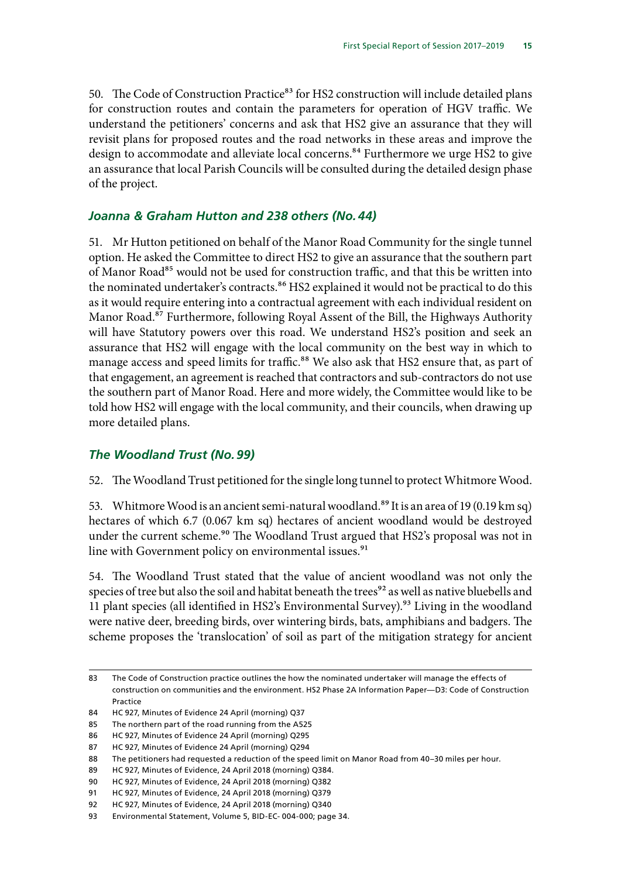50. The Code of Construction Practice[83] for HS2 construction will include detailed plans for construction routes and contain the parameters for operation of HGV traffic. We understand the petitioners' concerns and ask that HS2 give an assurance that they will revisit plans for proposed routes and the road networks in these areas and improve the design to accommodate and alleviate local concerns.[84] Furthermore we urge HS2 to give an assurance that local Parish Councils will be consulted during the detailed design phase of the project.

### *Joanna & Graham Hutton and 238 others (No. 44)*

51. Mr Hutton petitioned on behalf of the Manor Road Community for the single tunnel option. He asked the Committee to direct HS2 to give an assurance that the southern part of Manor Road[85] would not be used for construction traffic, and that this be written into the nominated undertaker's contracts.[86] HS2 explained it would not be practical to do this as it would require entering into a contractual agreement with each individual resident on Manor Road.[87] Furthermore, following Royal Assent of the Bill, the Highways Authority will have Statutory powers over this road. We understand HS2's position and seek an assurance that HS2 will engage with the local community on the best way in which to manage access and speed limits for traffic.[88] We also ask that HS2 ensure that, as part of that engagement, an agreement is reached that contractors and sub-contractors do not use the southern part of Manor Road. Here and more widely, the Committee would like to be told how HS2 will engage with the local community, and their councils, when drawing up more detailed plans.

### *The Woodland Trust (No. 99)*

52. The Woodland Trust petitioned for the single long tunnel to protect Whitmore Wood.

53. Whitmore Wood is an ancient semi-natural woodland.[89] It is an area of 19 (0.19 km sq) hectares of which 6.7 (0.067 km sq) hectares of ancient woodland would be destroyed under the current scheme.[90] The Woodland Trust argued that HS2's proposal was not in line with Government policy on environmental issues.[91]

54. The Woodland Trust stated that the value of ancient woodland was not only the species of tree but also the soil and habitat beneath the trees[92] as well as native bluebells and 11 plant species (all identified in HS2's Environmental Survey).[93] Living in the woodland were native deer, breeding birds, over wintering birds, bats, amphibians and badgers. The scheme proposes the 'translocation' of soil as part of the mitigation strategy for ancient

---

83 The Code of Construction practice outlines the how the nominated undertaker will manage the effects of construction on communities and the environment. HS2 Phase 2A Information Paper—D3: Code of Construction Practice

84 HC 927, Minutes of Evidence 24 April (morning) Q37

85 The northern part of the road running from the A525

86 HC 927, Minutes of Evidence 24 April (morning) Q295

87 HC 927, Minutes of Evidence 24 April (morning) Q294

88 The petitioners had requested a reduction of the speed limit on Manor Road from 40–30 miles per hour.

89 HC 927, Minutes of Evidence, 24 April 2018 (morning) Q384.

90 HC 927, Minutes of Evidence, 24 April 2018 (morning) Q382

91 HC 927, Minutes of Evidence, 24 April 2018 (morning) Q379

92 HC 927, Minutes of Evidence, 24 April 2018 (morning) Q340

93 Environmental Statement, Volume 5, BID-EC- 004-000; page 34.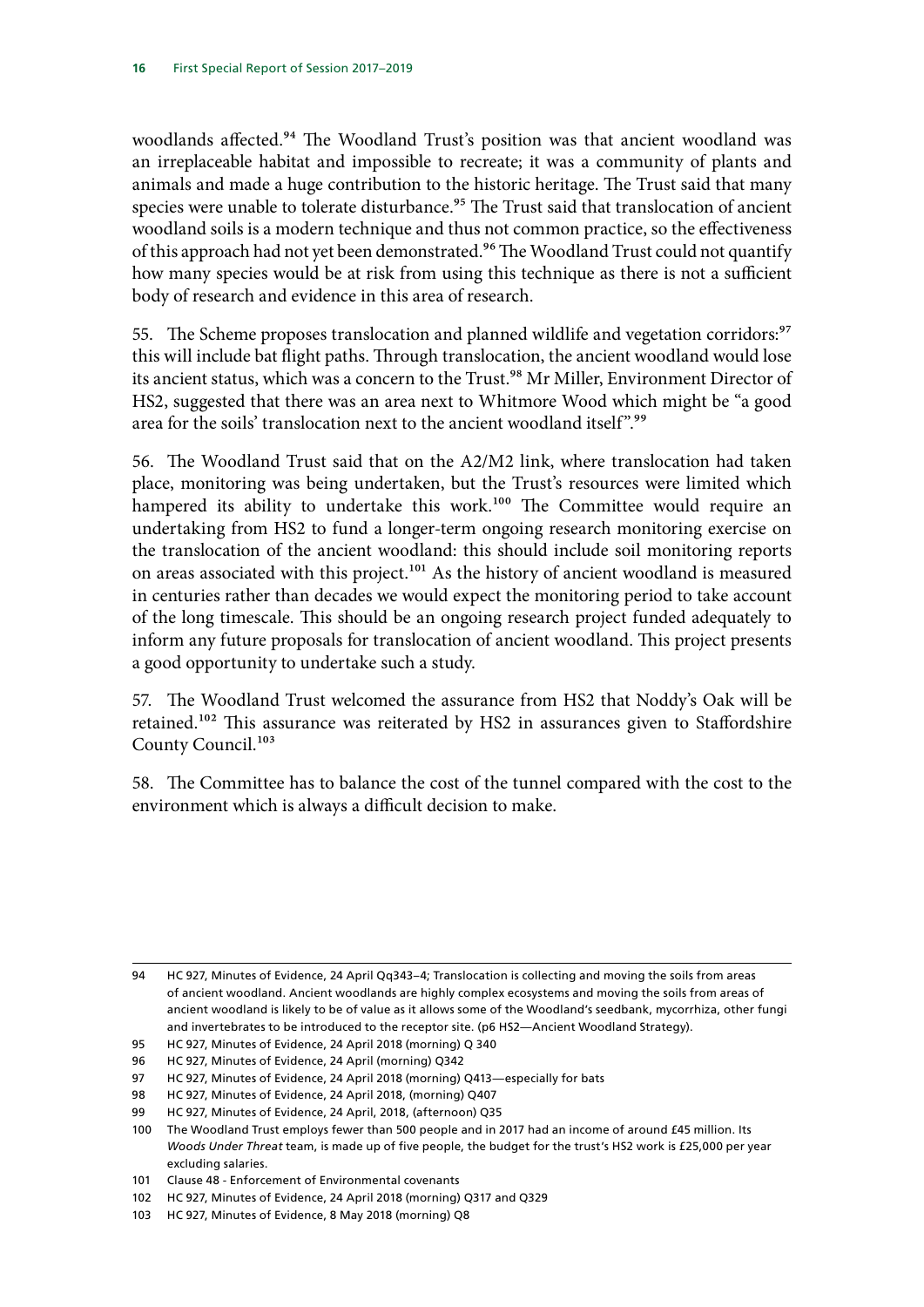woodlands affected.[94] The Woodland Trust's position was that ancient woodland was an irreplaceable habitat and impossible to recreate; it was a community of plants and animals and made a huge contribution to the historic heritage. The Trust said that many species were unable to tolerate disturbance.[95] The Trust said that translocation of ancient woodland soils is a modern technique and thus not common practice, so the effectiveness of this approach had not yet been demonstrated.[96] The Woodland Trust could not quantify how many species would be at risk from using this technique as there is not a sufficient body of research and evidence in this area of research.

55. The Scheme proposes translocation and planned wildlife and vegetation corridors:[97] this will include bat flight paths. Through translocation, the ancient woodland would lose its ancient status, which was a concern to the Trust.[98] Mr Miller, Environment Director of HS2, suggested that there was an area next to Whitmore Wood which might be "a good area for the soils' translocation next to the ancient woodland itself".[99]

56. The Woodland Trust said that on the A2/M2 link, where translocation had taken place, monitoring was being undertaken, but the Trust's resources were limited which hampered its ability to undertake this work.[100] The Committee would require an undertaking from HS2 to fund a longer-term ongoing research monitoring exercise on the translocation of the ancient woodland: this should include soil monitoring reports on areas associated with this project.[101] As the history of ancient woodland is measured in centuries rather than decades we would expect the monitoring period to take account of the long timescale. This should be an ongoing research project funded adequately to inform any future proposals for translocation of ancient woodland. This project presents a good opportunity to undertake such a study.

57. The Woodland Trust welcomed the assurance from HS2 that Noddy's Oak will be retained.[102] This assurance was reiterated by HS2 in assurances given to Staffordshire County Council.[103]

58. The Committee has to balance the cost of the tunnel compared with the cost to the environment which is always a difficult decision to make.

---

94 HC 927, Minutes of Evidence, 24 April Qq343–4; Translocation is collecting and moving the soils from areas of ancient woodland. Ancient woodlands are highly complex ecosystems and moving the soils from areas of ancient woodland is likely to be of value as it allows some of the Woodland's seedbank, mycorrhiza, other fungi and invertebrates to be introduced to the receptor site. (p6 HS2—Ancient Woodland Strategy).

95 HC 927, Minutes of Evidence, 24 April 2018 (morning) Q 340

96 HC 927, Minutes of Evidence, 24 April (morning) Q342

97 HC 927, Minutes of Evidence, 24 April 2018 (morning) Q413—especially for bats

98 HC 927, Minutes of Evidence, 24 April 2018, (morning) Q407

99 HC 927, Minutes of Evidence, 24 April, 2018, (afternoon) Q35

100 The Woodland Trust employs fewer than 500 people and in 2017 had an income of around £45 million. Its *Woods Under Threat* team, is made up of five people, the budget for the trust's HS2 work is £25,000 per year excluding salaries.

101 Clause 48 - Enforcement of Environmental covenants

102 HC 927, Minutes of Evidence, 24 April 2018 (morning) Q317 and Q329

103 HC 927, Minutes of Evidence, 8 May 2018 (morning) Q8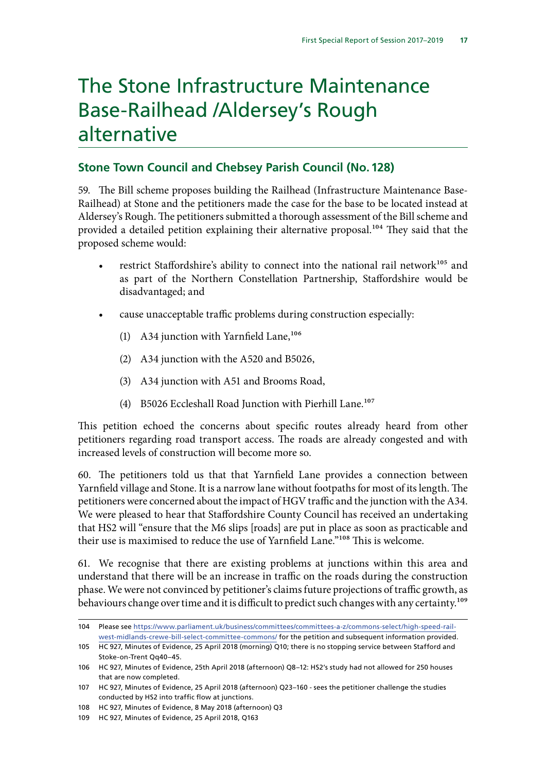# The Stone Infrastructure Maintenance Base-Railhead /Aldersey's Rough alternative

## Stone Town Council and Chebsey Parish Council (No. 128)

59. The Bill scheme proposes building the Railhead (Infrastructure Maintenance Base-Railhead) at Stone and the petitioners made the case for the base to be located instead at Aldersey's Rough. The petitioners submitted a thorough assessment of the Bill scheme and provided a detailed petition explaining their alternative proposal.[104] They said that the proposed scheme would:

- restrict Staffordshire's ability to connect into the national rail network[105] and as part of the Northern Constellation Partnership, Staffordshire would be disadvantaged; and
- cause unacceptable traffic problems during construction especially:
    (1) A34 junction with Yarnfield Lane,[106]
    (2) A34 junction with the A520 and B5026,
    (3) A34 junction with A51 and Brooms Road,
    (4) B5026 Eccleshall Road Junction with Pierhill Lane.[107]

This petition echoed the concerns about specific routes already heard from other petitioners regarding road transport access. The roads are already congested and with increased levels of construction will become more so.

60. The petitioners told us that that Yarnfield Lane provides a connection between Yarnfield village and Stone. It is a narrow lane without footpaths for most of its length. The petitioners were concerned about the impact of HGV traffic and the junction with the A34. We were pleased to hear that Staffordshire County Council has received an undertaking that HS2 will "ensure that the M6 slips [roads] are put in place as soon as practicable and their use is maximised to reduce the use of Yarnfield Lane."[108] This is welcome.

61. We recognise that there are existing problems at junctions within this area and understand that there will be an increase in traffic on the roads during the construction phase. We were not convinced by petitioner's claims future projections of traffic growth, as behaviours change over time and it is difficult to predict such changes with any certainty.[109]

---

104 Please see https://www.parliament.uk/business/committees/committees-a-z/commons-select/high-speed-rail-west-midlands-crewe-bill-select-committee-commons/ for the petition and subsequent information provided.

105 HC 927, Minutes of Evidence, 25 April 2018 (morning) Q10; there is no stopping service between Stafford and Stoke-on-Trent Qq40–45.

106 HC 927, Minutes of Evidence, 25th April 2018 (afternoon) Q8–12: HS2's study had not allowed for 250 houses that are now completed.

107 HC 927, Minutes of Evidence, 25 April 2018 (afternoon) Q23–160 - sees the petitioner challenge the studies conducted by HS2 into traffic flow at junctions.

108 HC 927, Minutes of Evidence, 8 May 2018 (afternoon) Q3

109 HC 927, Minutes of Evidence, 25 April 2018, Q163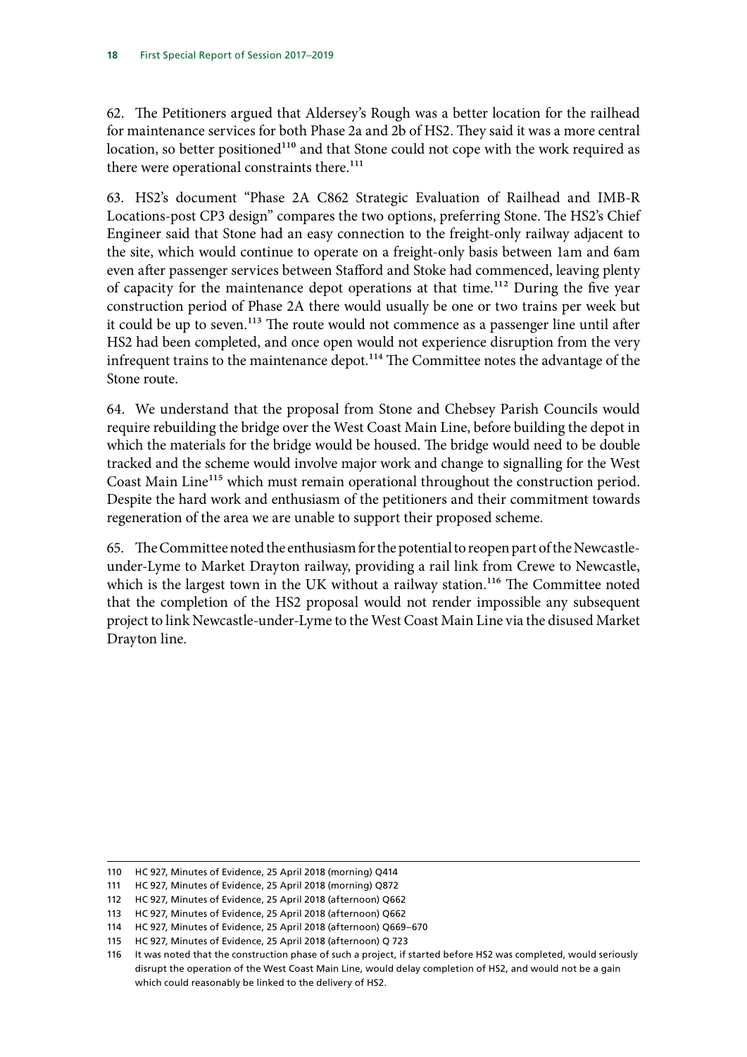62. The Petitioners argued that Aldersey's Rough was a better location for the railhead for maintenance services for both Phase 2a and 2b of HS2. They said it was a more central location, so better positioned[110] and that Stone could not cope with the work required as there were operational constraints there.[111]

63. HS2's document "Phase 2A C862 Strategic Evaluation of Railhead and IMB-R Locations-post CP3 design" compares the two options, preferring Stone. The HS2's Chief Engineer said that Stone had an easy connection to the freight-only railway adjacent to the site, which would continue to operate on a freight-only basis between 1am and 6am even after passenger services between Stafford and Stoke had commenced, leaving plenty of capacity for the maintenance depot operations at that time.[112] During the five year construction period of Phase 2A there would usually be one or two trains per week but it could be up to seven.[113] The route would not commence as a passenger line until after HS2 had been completed, and once open would not experience disruption from the very infrequent trains to the maintenance depot.[114] The Committee notes the advantage of the Stone route.

64. We understand that the proposal from Stone and Chebsey Parish Councils would require rebuilding the bridge over the West Coast Main Line, before building the depot in which the materials for the bridge would be housed. The bridge would need to be double tracked and the scheme would involve major work and change to signalling for the West Coast Main Line[115] which must remain operational throughout the construction period. Despite the hard work and enthusiasm of the petitioners and their commitment towards regeneration of the area we are unable to support their proposed scheme.

65. The Committee noted the enthusiasm for the potential to reopen part of the Newcastle-under-Lyme to Market Drayton railway, providing a rail link from Crewe to Newcastle, which is the largest town in the UK without a railway station.[116] The Committee noted that the completion of the HS2 proposal would not render impossible any subsequent project to link Newcastle-under-Lyme to the West Coast Main Line via the disused Market Drayton line.

---

110 HC 927, Minutes of Evidence, 25 April 2018 (morning) Q414

111 HC 927, Minutes of Evidence, 25 April 2018 (morning) Q872

112 HC 927, Minutes of Evidence, 25 April 2018 (afternoon) Q662

113 HC 927, Minutes of Evidence, 25 April 2018 (afternoon) Q662

114 HC 927, Minutes of Evidence, 25 April 2018 (afternoon) Q669–670

115 HC 927, Minutes of Evidence, 25 April 2018 (afternoon) Q 723

116 It was noted that the construction phase of such a project, if started before HS2 was completed, would seriously disrupt the operation of the West Coast Main Line, would delay completion of HS2, and would not be a gain which could reasonably be linked to the delivery of HS2.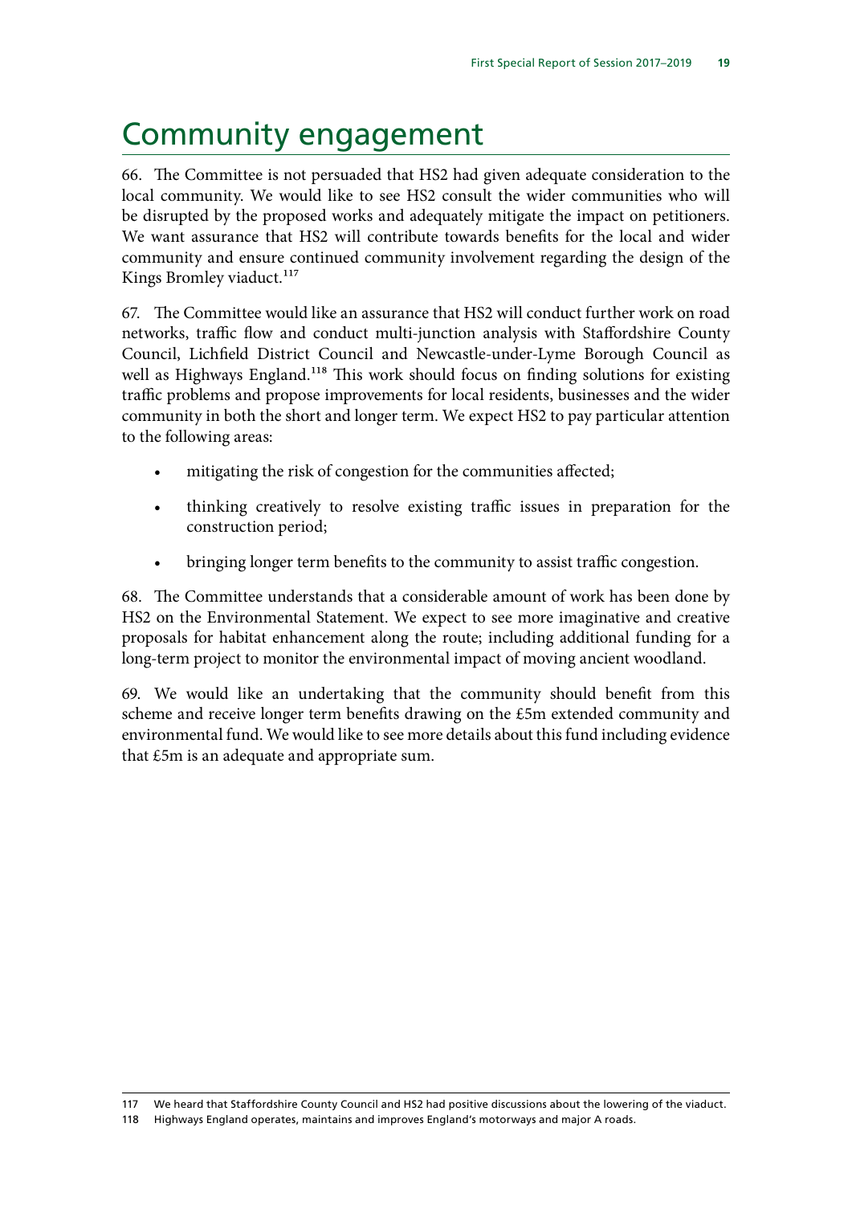# Community engagement

66. The Committee is not persuaded that HS2 had given adequate consideration to the local community. We would like to see HS2 consult the wider communities who will be disrupted by the proposed works and adequately mitigate the impact on petitioners. We want assurance that HS2 will contribute towards benefits for the local and wider community and ensure continued community involvement regarding the design of the Kings Bromley viaduct.[117]

67. The Committee would like an assurance that HS2 will conduct further work on road networks, traffic flow and conduct multi-junction analysis with Staffordshire County Council, Lichfield District Council and Newcastle-under-Lyme Borough Council as well as Highways England.[118] This work should focus on finding solutions for existing traffic problems and propose improvements for local residents, businesses and the wider community in both the short and longer term. We expect HS2 to pay particular attention to the following areas:

- mitigating the risk of congestion for the communities affected;
- thinking creatively to resolve existing traffic issues in preparation for the construction period;
- bringing longer term benefits to the community to assist traffic congestion.

68. The Committee understands that a considerable amount of work has been done by HS2 on the Environmental Statement. We expect to see more imaginative and creative proposals for habitat enhancement along the route; including additional funding for a long-term project to monitor the environmental impact of moving ancient woodland.

69. We would like an undertaking that the community should benefit from this scheme and receive longer term benefits drawing on the £5m extended community and environmental fund. We would like to see more details about this fund including evidence that £5m is an adequate and appropriate sum.

117 We heard that Staffordshire County Council and HS2 had positive discussions about the lowering of the viaduct.

118 Highways England operates, maintains and improves England's motorways and major A roads.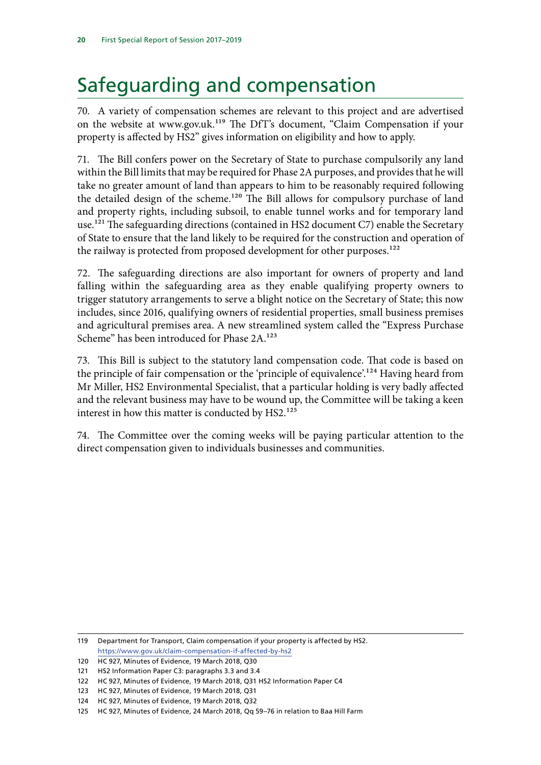# Safeguarding and compensation

70. A variety of compensation schemes are relevant to this project and are advertised on the website at www.gov.uk.[119] The DfT's document, "Claim Compensation if your property is affected by HS2" gives information on eligibility and how to apply.

71. The Bill confers power on the Secretary of State to purchase compulsorily any land within the Bill limits that may be required for Phase 2A purposes, and provides that he will take no greater amount of land than appears to him to be reasonably required following the detailed design of the scheme.[120] The Bill allows for compulsory purchase of land and property rights, including subsoil, to enable tunnel works and for temporary land use.[121] The safeguarding directions (contained in HS2 document C7) enable the Secretary of State to ensure that the land likely to be required for the construction and operation of the railway is protected from proposed development for other purposes.[122]

72. The safeguarding directions are also important for owners of property and land falling within the safeguarding area as they enable qualifying property owners to trigger statutory arrangements to serve a blight notice on the Secretary of State; this now includes, since 2016, qualifying owners of residential properties, small business premises and agricultural premises area. A new streamlined system called the "Express Purchase Scheme" has been introduced for Phase 2A.[123]

73. This Bill is subject to the statutory land compensation code. That code is based on the principle of fair compensation or the 'principle of equivalence'.[124] Having heard from Mr Miller, HS2 Environmental Specialist, that a particular holding is very badly affected and the relevant business may have to be wound up, the Committee will be taking a keen interest in how this matter is conducted by HS2.[125]

74. The Committee over the coming weeks will be paying particular attention to the direct compensation given to individuals businesses and communities.

---

119 Department for Transport, Claim compensation if your property is affected by HS2. https://www.gov.uk/claim-compensation-if-affected-by-hs2

120 HC 927, Minutes of Evidence, 19 March 2018, Q30

121 HS2 Information Paper C3: paragraphs 3.3 and 3.4

122 HC 927, Minutes of Evidence, 19 March 2018, Q31 HS2 Information Paper C4

123 HC 927, Minutes of Evidence, 19 March 2018, Q31

124 HC 927, Minutes of Evidence, 19 March 2018, Q32

125 HC 927, Minutes of Evidence, 24 March 2018, Qq 59–76 in relation to Baa Hill Farm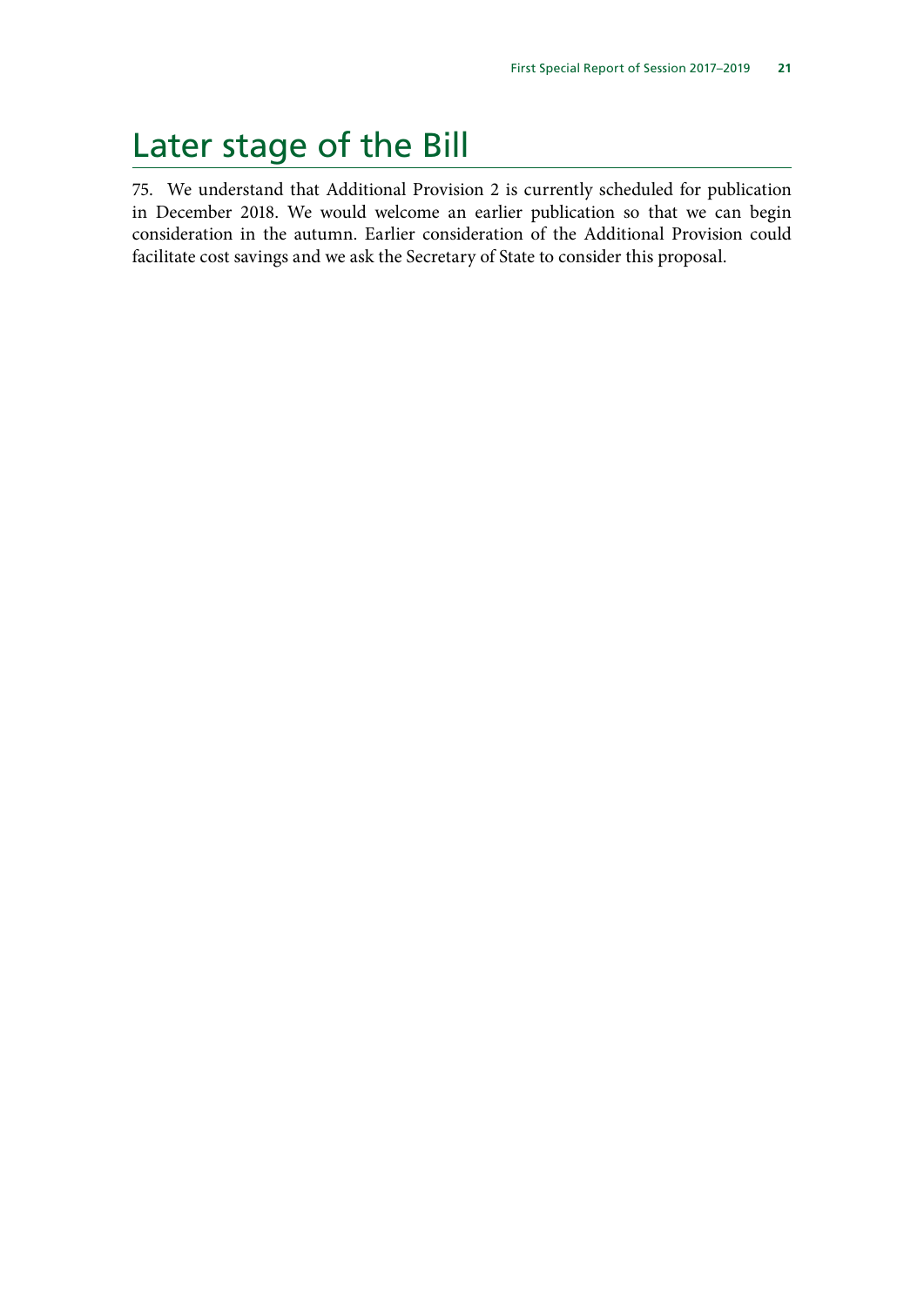# Later stage of the Bill

75. We understand that Additional Provision 2 is currently scheduled for publication in December 2018. We would welcome an earlier publication so that we can begin consideration in the autumn. Earlier consideration of the Additional Provision could facilitate cost savings and we ask the Secretary of State to consider this proposal.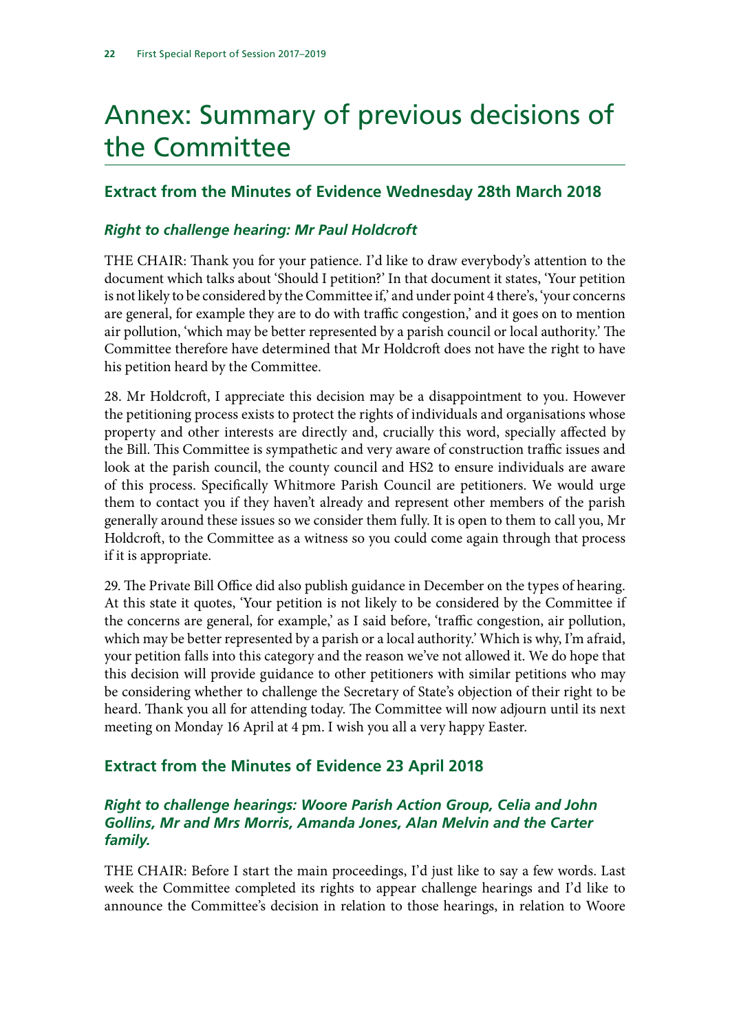# Annex: Summary of previous decisions of the Committee

## Extract from the Minutes of Evidence Wednesday 28th March 2018

### *Right to challenge hearing: Mr Paul Holdcroft*

THE CHAIR: Thank you for your patience. I'd like to draw everybody's attention to the document which talks about 'Should I petition?' In that document it states, 'Your petition is not likely to be considered by the Committee if,' and under point 4 there's, 'your concerns are general, for example they are to do with traffic congestion,' and it goes on to mention air pollution, 'which may be better represented by a parish council or local authority.' The Committee therefore have determined that Mr Holdcroft does not have the right to have his petition heard by the Committee.

28. Mr Holdcroft, I appreciate this decision may be a disappointment to you. However the petitioning process exists to protect the rights of individuals and organisations whose property and other interests are directly and, crucially this word, specially affected by the Bill. This Committee is sympathetic and very aware of construction traffic issues and look at the parish council, the county council and HS2 to ensure individuals are aware of this process. Specifically Whitmore Parish Council are petitioners. We would urge them to contact you if they haven't already and represent other members of the parish generally around these issues so we consider them fully. It is open to them to call you, Mr Holdcroft, to the Committee as a witness so you could come again through that process if it is appropriate.

29. The Private Bill Office did also publish guidance in December on the types of hearing. At this state it quotes, 'Your petition is not likely to be considered by the Committee if the concerns are general, for example,' as I said before, 'traffic congestion, air pollution, which may be better represented by a parish or a local authority.' Which is why, I'm afraid, your petition falls into this category and the reason we've not allowed it. We do hope that this decision will provide guidance to other petitioners with similar petitions who may be considering whether to challenge the Secretary of State's objection of their right to be heard. Thank you all for attending today. The Committee will now adjourn until its next meeting on Monday 16 April at 4 pm. I wish you all a very happy Easter.

## Extract from the Minutes of Evidence 23 April 2018

### *Right to challenge hearings: Woore Parish Action Group, Celia and John Gollins, Mr and Mrs Morris, Amanda Jones, Alan Melvin and the Carter family.*

THE CHAIR: Before I start the main proceedings, I'd just like to say a few words. Last week the Committee completed its rights to appear challenge hearings and I'd like to announce the Committee's decision in relation to those hearings, in relation to Woore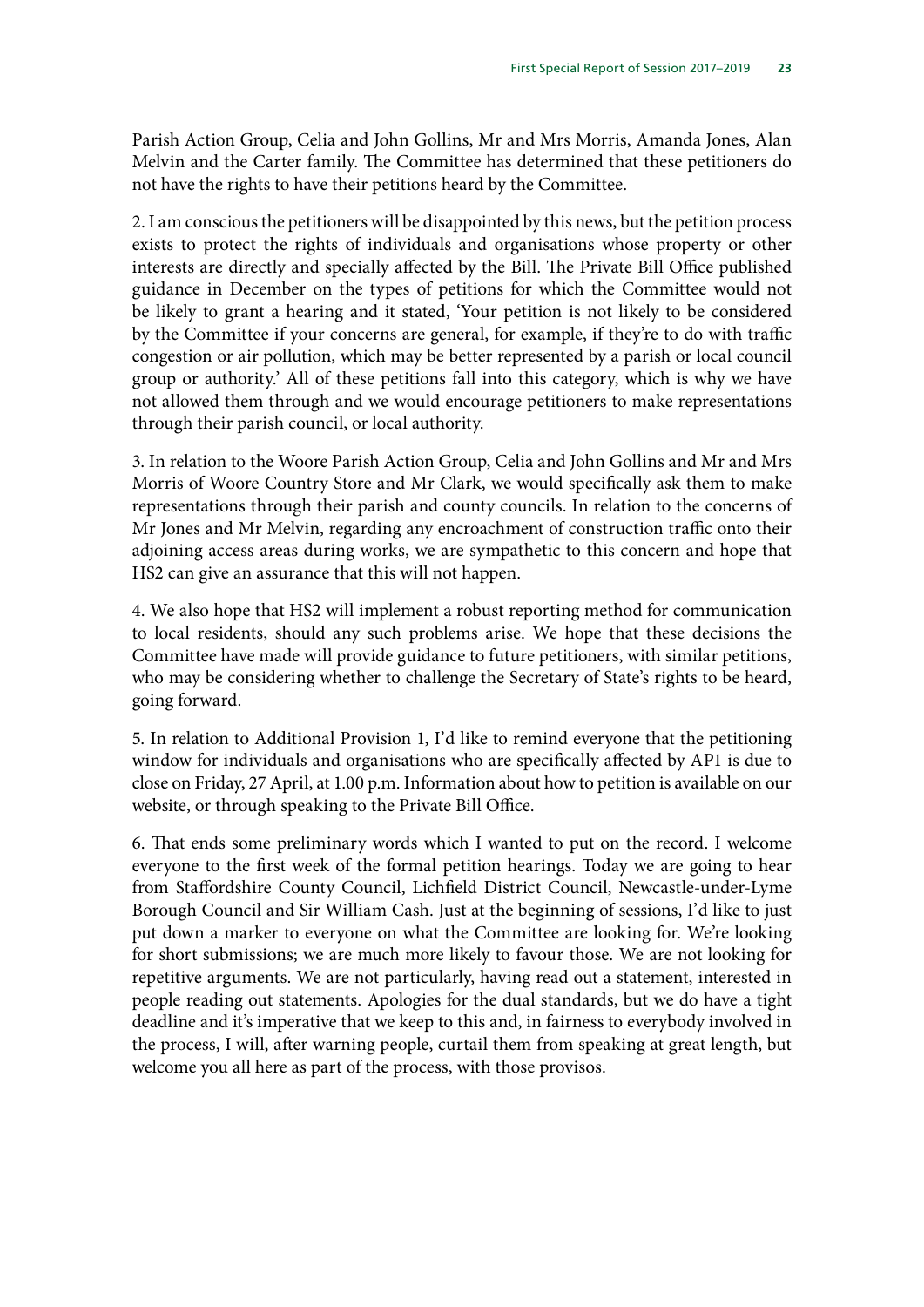Parish Action Group, Celia and John Gollins, Mr and Mrs Morris, Amanda Jones, Alan Melvin and the Carter family. The Committee has determined that these petitioners do not have the rights to have their petitions heard by the Committee.

2. I am conscious the petitioners will be disappointed by this news, but the petition process exists to protect the rights of individuals and organisations whose property or other interests are directly and specially affected by the Bill. The Private Bill Office published guidance in December on the types of petitions for which the Committee would not be likely to grant a hearing and it stated, 'Your petition is not likely to be considered by the Committee if your concerns are general, for example, if they're to do with traffic congestion or air pollution, which may be better represented by a parish or local council group or authority.' All of these petitions fall into this category, which is why we have not allowed them through and we would encourage petitioners to make representations through their parish council, or local authority.

3. In relation to the Woore Parish Action Group, Celia and John Gollins and Mr and Mrs Morris of Woore Country Store and Mr Clark, we would specifically ask them to make representations through their parish and county councils. In relation to the concerns of Mr Jones and Mr Melvin, regarding any encroachment of construction traffic onto their adjoining access areas during works, we are sympathetic to this concern and hope that HS2 can give an assurance that this will not happen.

4. We also hope that HS2 will implement a robust reporting method for communication to local residents, should any such problems arise. We hope that these decisions the Committee have made will provide guidance to future petitioners, with similar petitions, who may be considering whether to challenge the Secretary of State's rights to be heard, going forward.

5. In relation to Additional Provision 1, I'd like to remind everyone that the petitioning window for individuals and organisations who are specifically affected by AP1 is due to close on Friday, 27 April, at 1.00 p.m. Information about how to petition is available on our website, or through speaking to the Private Bill Office.

6. That ends some preliminary words which I wanted to put on the record. I welcome everyone to the first week of the formal petition hearings. Today we are going to hear from Staffordshire County Council, Lichfield District Council, Newcastle-under-Lyme Borough Council and Sir William Cash. Just at the beginning of sessions, I'd like to just put down a marker to everyone on what the Committee are looking for. We're looking for short submissions; we are much more likely to favour those. We are not looking for repetitive arguments. We are not particularly, having read out a statement, interested in people reading out statements. Apologies for the dual standards, but we do have a tight deadline and it's imperative that we keep to this and, in fairness to everybody involved in the process, I will, after warning people, curtail them from speaking at great length, but welcome you all here as part of the process, with those provisos.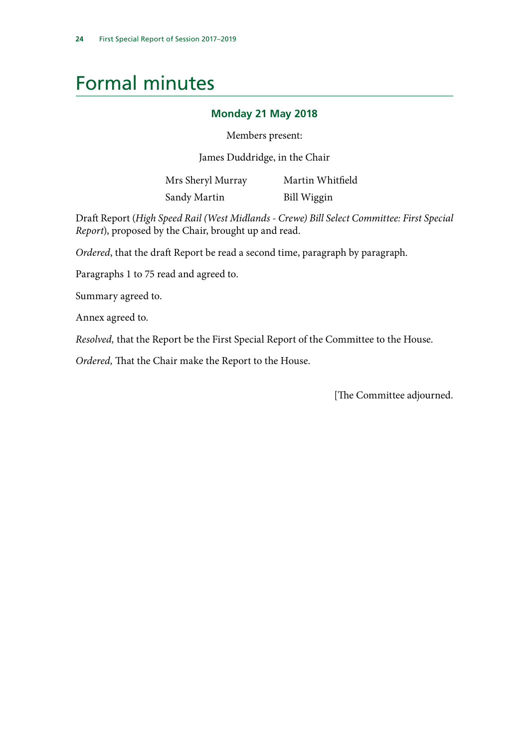# Formal minutes

### Monday 21 May 2018

Members present:

James Duddridge, in the Chair

Mrs Sheryl Murray
Martin Whitfield
Sandy Martin
Bill Wiggin

Draft Report (*High Speed Rail (West Midlands - Crewe) Bill Select Committee: First Special Report*), proposed by the Chair, brought up and read.

*Ordered*, that the draft Report be read a second time, paragraph by paragraph.

Paragraphs 1 to 75 read and agreed to.

Summary agreed to.

Annex agreed to.

*Resolved,* that the Report be the First Special Report of the Committee to the House.

*Ordered,* That the Chair make the Report to the House.

[The Committee adjourned.